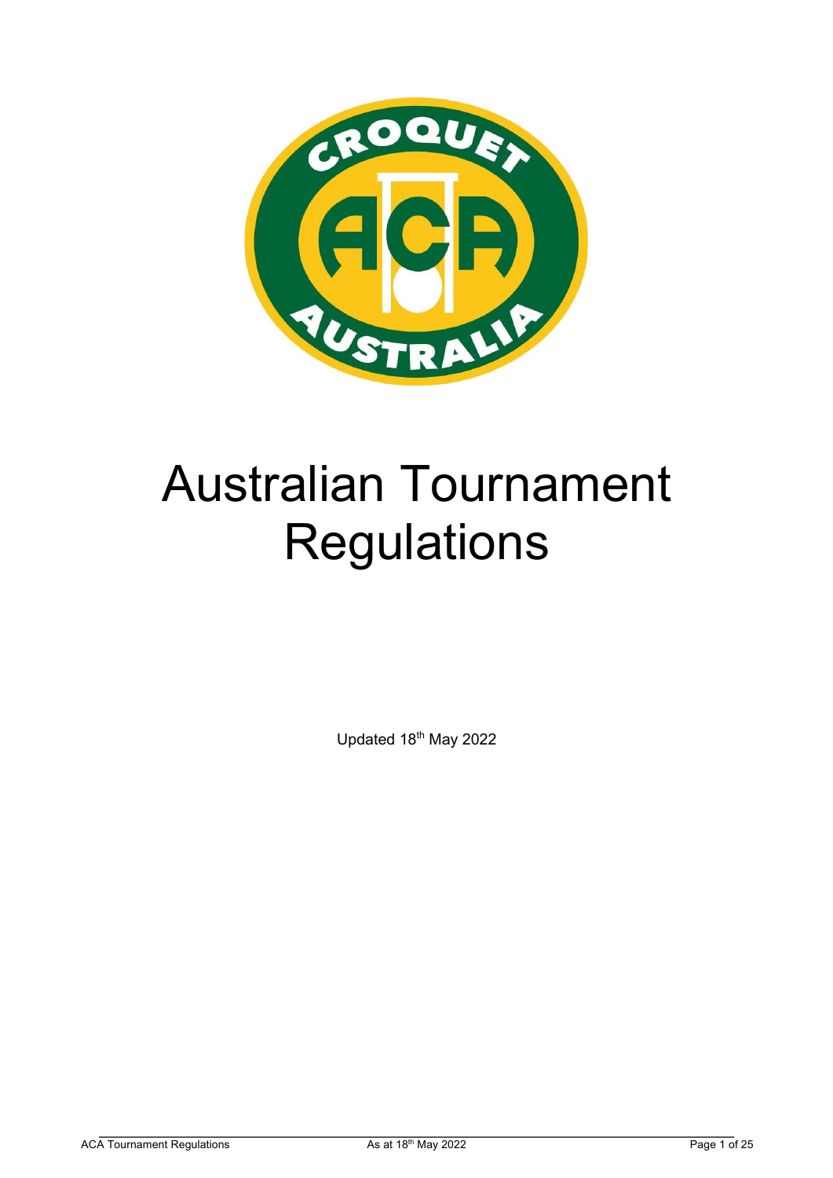# Australian Tournament Regulations

Updated 18th May 2022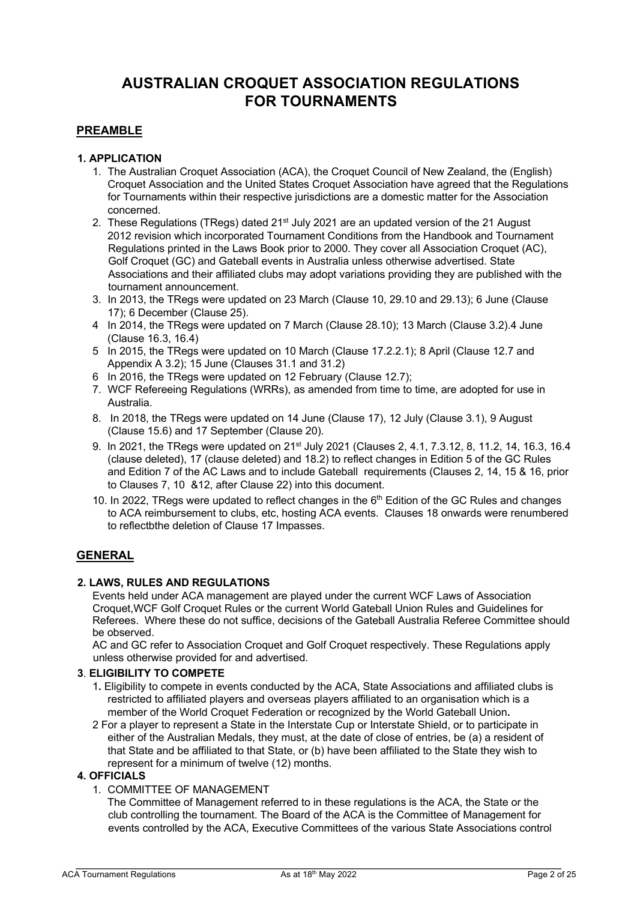# AUSTRALIAN CROQUET ASSOCIATION REGULATIONS FOR TOURNAMENTS

## PREAMBLE

### 1. APPLICATION

1. The Australian Croquet Association (ACA), the Croquet Council of New Zealand, the (English) Croquet Association and the United States Croquet Association have agreed that the Regulations for Tournaments within their respective jurisdictions are a domestic matter for the Association concerned.
2. These Regulations (TRegs) dated 21st July 2021 are an updated version of the 21 August 2012 revision which incorporated Tournament Conditions from the Handbook and Tournament Regulations printed in the Laws Book prior to 2000. They cover all Association Croquet (AC), Golf Croquet (GC) and Gateball events in Australia unless otherwise advertised. State Associations and their affiliated clubs may adopt variations providing they are published with the tournament announcement.
3. In 2013, the TRegs were updated on 23 March (Clause 10, 29.10 and 29.13); 6 June (Clause 17); 6 December (Clause 25).
4. In 2014, the TRegs were updated on 7 March (Clause 28.10); 13 March (Clause 3.2).4 June (Clause 16.3, 16.4)
5. In 2015, the TRegs were updated on 10 March (Clause 17.2.2.1); 8 April (Clause 12.7 and Appendix A 3.2); 15 June (Clauses 31.1 and 31.2)
6. In 2016, the TRegs were updated on 12 February (Clause 12.7);
7. WCF Refereeing Regulations (WRRs), as amended from time to time, are adopted for use in Australia.
8. In 2018, the TRegs were updated on 14 June (Clause 17), 12 July (Clause 3.1), 9 August (Clause 15.6) and 17 September (Clause 20).
9. In 2021, the TRegs were updated on 21st July 2021 (Clauses 2, 4.1, 7.3.12, 8, 11.2, 14, 16.3, 16.4 (clause deleted), 17 (clause deleted) and 18.2) to reflect changes in Edition 5 of the GC Rules and Edition 7 of the AC Laws and to include Gateball requirements (Clauses 2, 14, 15 & 16, prior to Clauses 7, 10 &12, after Clause 22) into this document.
10. In 2022, TRegs were updated to reflect changes in the 6th Edition of the GC Rules and changes to ACA reimbursement to clubs, etc, hosting ACA events. Clauses 18 onwards were renumbered to reflectbthe deletion of Clause 17 Impasses.

## GENERAL

### 2. LAWS, RULES AND REGULATIONS

Events held under ACA management are played under the current WCF Laws of Association Croquet,WCF Golf Croquet Rules or the current World Gateball Union Rules and Guidelines for Referees. Where these do not suffice, decisions of the Gateball Australia Referee Committee should be observed.

AC and GC refer to Association Croquet and Golf Croquet respectively. These Regulations apply unless otherwise provided for and advertised.

### 3. ELIGIBILITY TO COMPETE

1. Eligibility to compete in events conducted by the ACA, State Associations and affiliated clubs is restricted to affiliated players and overseas players affiliated to an organisation which is a member of the World Croquet Federation or recognized by the World Gateball Union.
2. For a player to represent a State in the Interstate Cup or Interstate Shield, or to participate in either of the Australian Medals, they must, at the date of close of entries, be (a) a resident of that State and be affiliated to that State, or (b) have been affiliated to the State they wish to represent for a minimum of twelve (12) months.

### 4. OFFICIALS

1. COMMITTEE OF MANAGEMENT

   The Committee of Management referred to in these regulations is the ACA, the State or the club controlling the tournament. The Board of the ACA is the Committee of Management for events controlled by the ACA, Executive Committees of the various State Associations control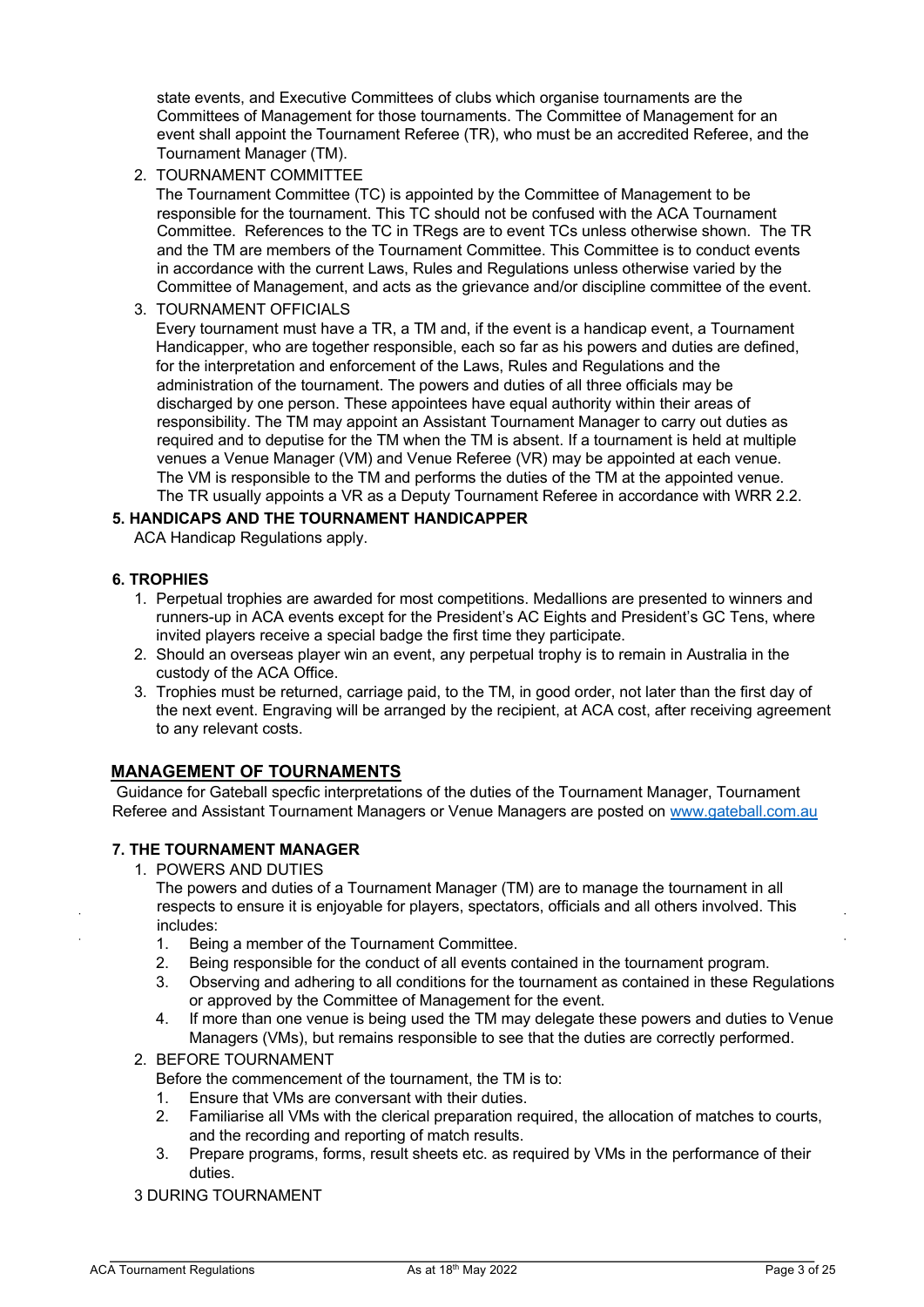state events, and Executive Committees of clubs which organise tournaments are the Committees of Management for those tournaments. The Committee of Management for an event shall appoint the Tournament Referee (TR), who must be an accredited Referee, and the Tournament Manager (TM).

2. TOURNAMENT COMMITTEE
   The Tournament Committee (TC) is appointed by the Committee of Management to be responsible for the tournament. This TC should not be confused with the ACA Tournament Committee. References to the TC in TRegs are to event TCs unless otherwise shown. The TR and the TM are members of the Tournament Committee. This Committee is to conduct events in accordance with the current Laws, Rules and Regulations unless otherwise varied by the Committee of Management, and acts as the grievance and/or discipline committee of the event.
3. TOURNAMENT OFFICIALS
   Every tournament must have a TR, a TM and, if the event is a handicap event, a Tournament Handicapper, who are together responsible, each so far as his powers and duties are defined, for the interpretation and enforcement of the Laws, Rules and Regulations and the administration of the tournament. The powers and duties of all three officials may be discharged by one person. These appointees have equal authority within their areas of responsibility. The TM may appoint an Assistant Tournament Manager to carry out duties as required and to deputise for the TM when the TM is absent. If a tournament is held at multiple venues a Venue Manager (VM) and Venue Referee (VR) may be appointed at each venue. The VM is responsible to the TM and performs the duties of the TM at the appointed venue. The TR usually appoints a VR as a Deputy Tournament Referee in accordance with WRR 2.2.

### 5. HANDICAPS AND THE TOURNAMENT HANDICAPPER

ACA Handicap Regulations apply.

### 6. TROPHIES

1. Perpetual trophies are awarded for most competitions. Medallions are presented to winners and runners-up in ACA events except for the President's AC Eights and President's GC Tens, where invited players receive a special badge the first time they participate.
2. Should an overseas player win an event, any perpetual trophy is to remain in Australia in the custody of the ACA Office.
3. Trophies must be returned, carriage paid, to the TM, in good order, not later than the first day of the next event. Engraving will be arranged by the recipient, at ACA cost, after receiving agreement to any relevant costs.

## MANAGEMENT OF TOURNAMENTS

Guidance for Gateball specfic interpretations of the duties of the Tournament Manager, Tournament Referee and Assistant Tournament Managers or Venue Managers are posted on www.gateball.com.au

### 7. THE TOURNAMENT MANAGER

1. POWERS AND DUTIES
   The powers and duties of a Tournament Manager (TM) are to manage the tournament in all respects to ensure it is enjoyable for players, spectators, officials and all others involved. This includes:
   1. Being a member of the Tournament Committee.
   2. Being responsible for the conduct of all events contained in the tournament program.
   3. Observing and adhering to all conditions for the tournament as contained in these Regulations or approved by the Committee of Management for the event.
   4. If more than one venue is being used the TM may delegate these powers and duties to Venue Managers (VMs), but remains responsible to see that the duties are correctly performed.
2. BEFORE TOURNAMENT
   Before the commencement of the tournament, the TM is to:
   1. Ensure that VMs are conversant with their duties.
   2. Familiarise all VMs with the clerical preparation required, the allocation of matches to courts, and the recording and reporting of match results.
   3. Prepare programs, forms, result sheets etc. as required by VMs in the performance of their duties.

3 DURING TOURNAMENT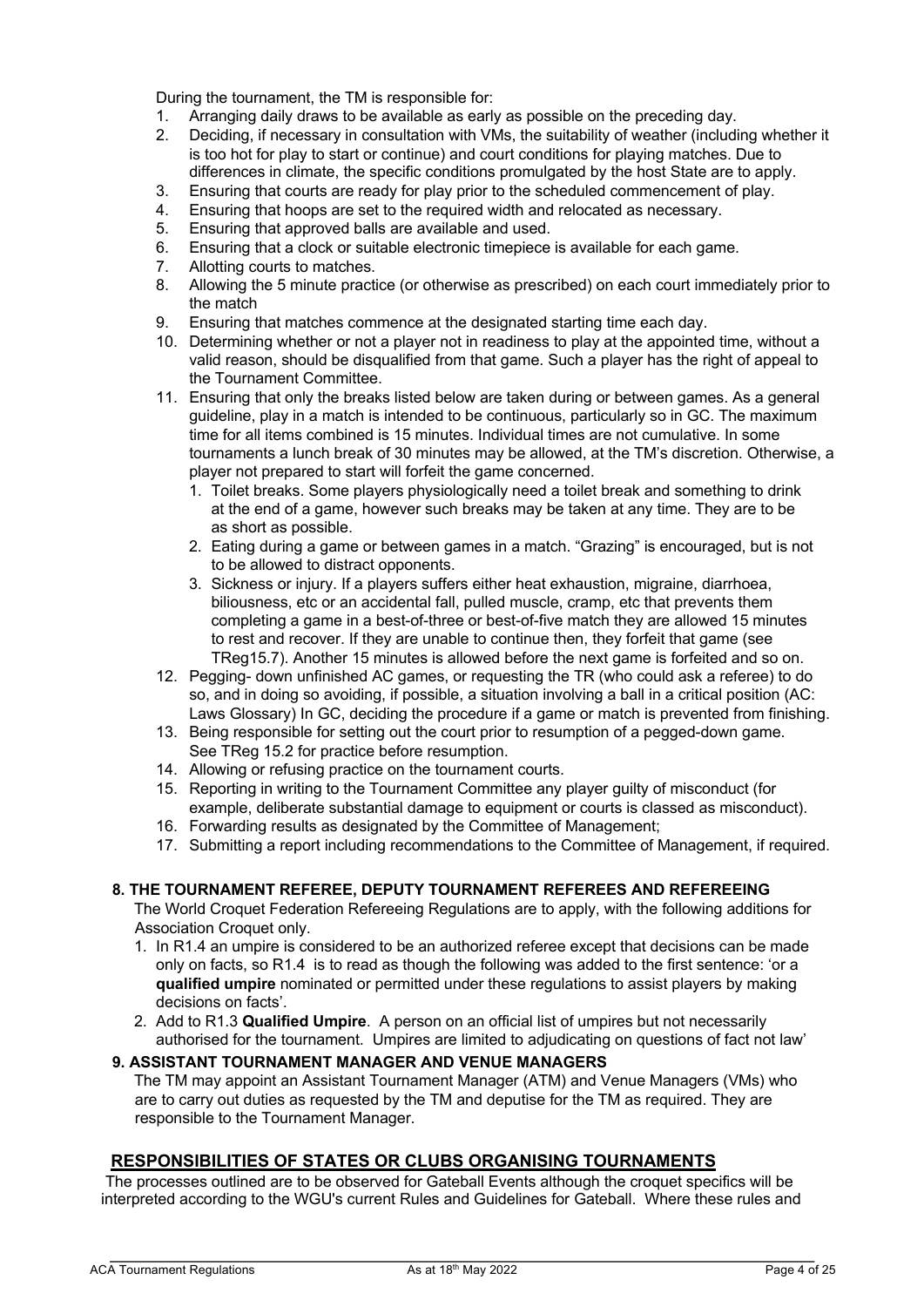During the tournament, the TM is responsible for:

1. Arranging daily draws to be available as early as possible on the preceding day.
2. Deciding, if necessary in consultation with VMs, the suitability of weather (including whether it is too hot for play to start or continue) and court conditions for playing matches. Due to differences in climate, the specific conditions promulgated by the host State are to apply.
3. Ensuring that courts are ready for play prior to the scheduled commencement of play.
4. Ensuring that hoops are set to the required width and relocated as necessary.
5. Ensuring that approved balls are available and used.
6. Ensuring that a clock or suitable electronic timepiece is available for each game.
7. Allotting courts to matches.
8. Allowing the 5 minute practice (or otherwise as prescribed) on each court immediately prior to the match
9. Ensuring that matches commence at the designated starting time each day.
10. Determining whether or not a player not in readiness to play at the appointed time, without a valid reason, should be disqualified from that game. Such a player has the right of appeal to the Tournament Committee.
11. Ensuring that only the breaks listed below are taken during or between games. As a general guideline, play in a match is intended to be continuous, particularly so in GC. The maximum time for all items combined is 15 minutes. Individual times are not cumulative. In some tournaments a lunch break of 30 minutes may be allowed, at the TM's discretion. Otherwise, a player not prepared to start will forfeit the game concerned.
    1. Toilet breaks. Some players physiologically need a toilet break and something to drink at the end of a game, however such breaks may be taken at any time. They are to be as short as possible.
    2. Eating during a game or between games in a match. "Grazing" is encouraged, but is not to be allowed to distract opponents.
    3. Sickness or injury. If a players suffers either heat exhaustion, migraine, diarrhoea, biliousness, etc or an accidental fall, pulled muscle, cramp, etc that prevents them completing a game in a best-of-three or best-of-five match they are allowed 15 minutes to rest and recover. If they are unable to continue then, they forfeit that game (see TReg15.7). Another 15 minutes is allowed before the next game is forfeited and so on.
12. Pegging- down unfinished AC games, or requesting the TR (who could ask a referee) to do so, and in doing so avoiding, if possible, a situation involving a ball in a critical position (AC: Laws Glossary) In GC, deciding the procedure if a game or match is prevented from finishing.
13. Being responsible for setting out the court prior to resumption of a pegged-down game. See TReg 15.2 for practice before resumption.
14. Allowing or refusing practice on the tournament courts.
15. Reporting in writing to the Tournament Committee any player guilty of misconduct (for example, deliberate substantial damage to equipment or courts is classed as misconduct).
16. Forwarding results as designated by the Committee of Management;
17. Submitting a report including recommendations to the Committee of Management, if required.

### 8. THE TOURNAMENT REFEREE, DEPUTY TOURNAMENT REFEREES AND REFEREEING

The World Croquet Federation Refereeing Regulations are to apply, with the following additions for Association Croquet only.

1. In R1.4 an umpire is considered to be an authorized referee except that decisions can be made only on facts, so R1.4 is to read as though the following was added to the first sentence: 'or a **qualified umpire** nominated or permitted under these regulations to assist players by making decisions on facts'.
2. Add to R1.3 **Qualified Umpire**. A person on an official list of umpires but not necessarily authorised for the tournament. Umpires are limited to adjudicating on questions of fact not law'

### 9. ASSISTANT TOURNAMENT MANAGER AND VENUE MANAGERS

The TM may appoint an Assistant Tournament Manager (ATM) and Venue Managers (VMs) who are to carry out duties as requested by the TM and deputise for the TM as required. They are responsible to the Tournament Manager.

## RESPONSIBILITIES OF STATES OR CLUBS ORGANISING TOURNAMENTS

The processes outlined are to be observed for Gateball Events although the croquet specifics will be interpreted according to the WGU's current Rules and Guidelines for Gateball. Where these rules and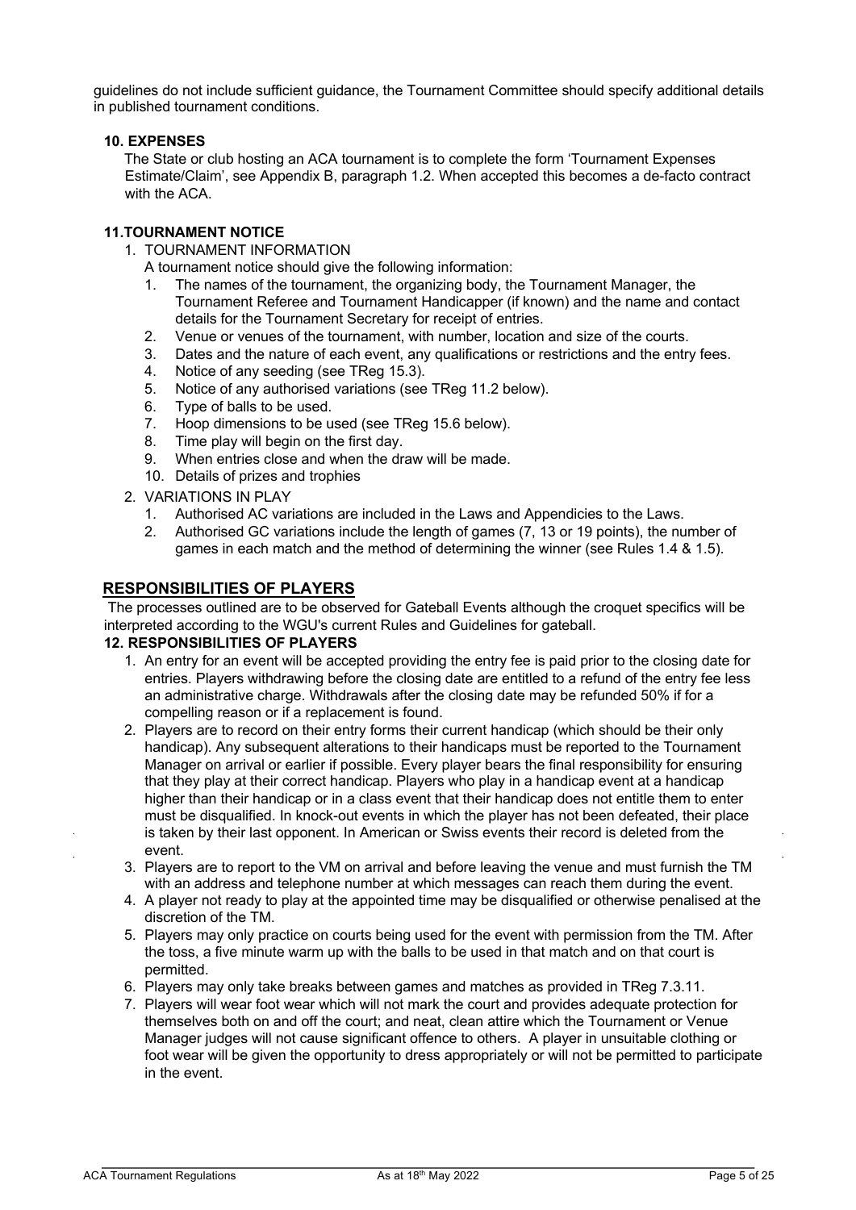guidelines do not include sufficient guidance, the Tournament Committee should specify additional details in published tournament conditions.

### 10. EXPENSES

The State or club hosting an ACA tournament is to complete the form 'Tournament Expenses Estimate/Claim', see Appendix B, paragraph 1.2. When accepted this becomes a de-facto contract with the ACA.

### 11.TOURNAMENT NOTICE

1. TOURNAMENT INFORMATION

   A tournament notice should give the following information:

   1. The names of the tournament, the organizing body, the Tournament Manager, the Tournament Referee and Tournament Handicapper (if known) and the name and contact details for the Tournament Secretary for receipt of entries.
   2. Venue or venues of the tournament, with number, location and size of the courts.
   3. Dates and the nature of each event, any qualifications or restrictions and the entry fees.
   4. Notice of any seeding (see TReg 15.3).
   5. Notice of any authorised variations (see TReg 11.2 below).
   6. Type of balls to be used.
   7. Hoop dimensions to be used (see TReg 15.6 below).
   8. Time play will begin on the first day.
   9. When entries close and when the draw will be made.
   10. Details of prizes and trophies

2. VARIATIONS IN PLAY

   1. Authorised AC variations are included in the Laws and Appendicies to the Laws.
   2. Authorised GC variations include the length of games (7, 13 or 19 points), the number of games in each match and the method of determining the winner (see Rules 1.4 & 1.5).

## RESPONSIBILITIES OF PLAYERS

The processes outlined are to be observed for Gateball Events although the croquet specifics will be interpreted according to the WGU's current Rules and Guidelines for gateball.

### 12. RESPONSIBILITIES OF PLAYERS

1. An entry for an event will be accepted providing the entry fee is paid prior to the closing date for entries. Players withdrawing before the closing date are entitled to a refund of the entry fee less an administrative charge. Withdrawals after the closing date may be refunded 50% if for a compelling reason or if a replacement is found.
2. Players are to record on their entry forms their current handicap (which should be their only handicap). Any subsequent alterations to their handicaps must be reported to the Tournament Manager on arrival or earlier if possible. Every player bears the final responsibility for ensuring that they play at their correct handicap. Players who play in a handicap event at a handicap higher than their handicap or in a class event that their handicap does not entitle them to enter must be disqualified. In knock-out events in which the player has not been defeated, their place is taken by their last opponent. In American or Swiss events their record is deleted from the event.
3. Players are to report to the VM on arrival and before leaving the venue and must furnish the TM with an address and telephone number at which messages can reach them during the event.
4. A player not ready to play at the appointed time may be disqualified or otherwise penalised at the discretion of the TM.
5. Players may only practice on courts being used for the event with permission from the TM. After the toss, a five minute warm up with the balls to be used in that match and on that court is permitted.
6. Players may only take breaks between games and matches as provided in TReg 7.3.11.
7. Players will wear foot wear which will not mark the court and provides adequate protection for themselves both on and off the court; and neat, clean attire which the Tournament or Venue Manager judges will not cause significant offence to others. A player in unsuitable clothing or foot wear will be given the opportunity to dress appropriately or will not be permitted to participate in the event.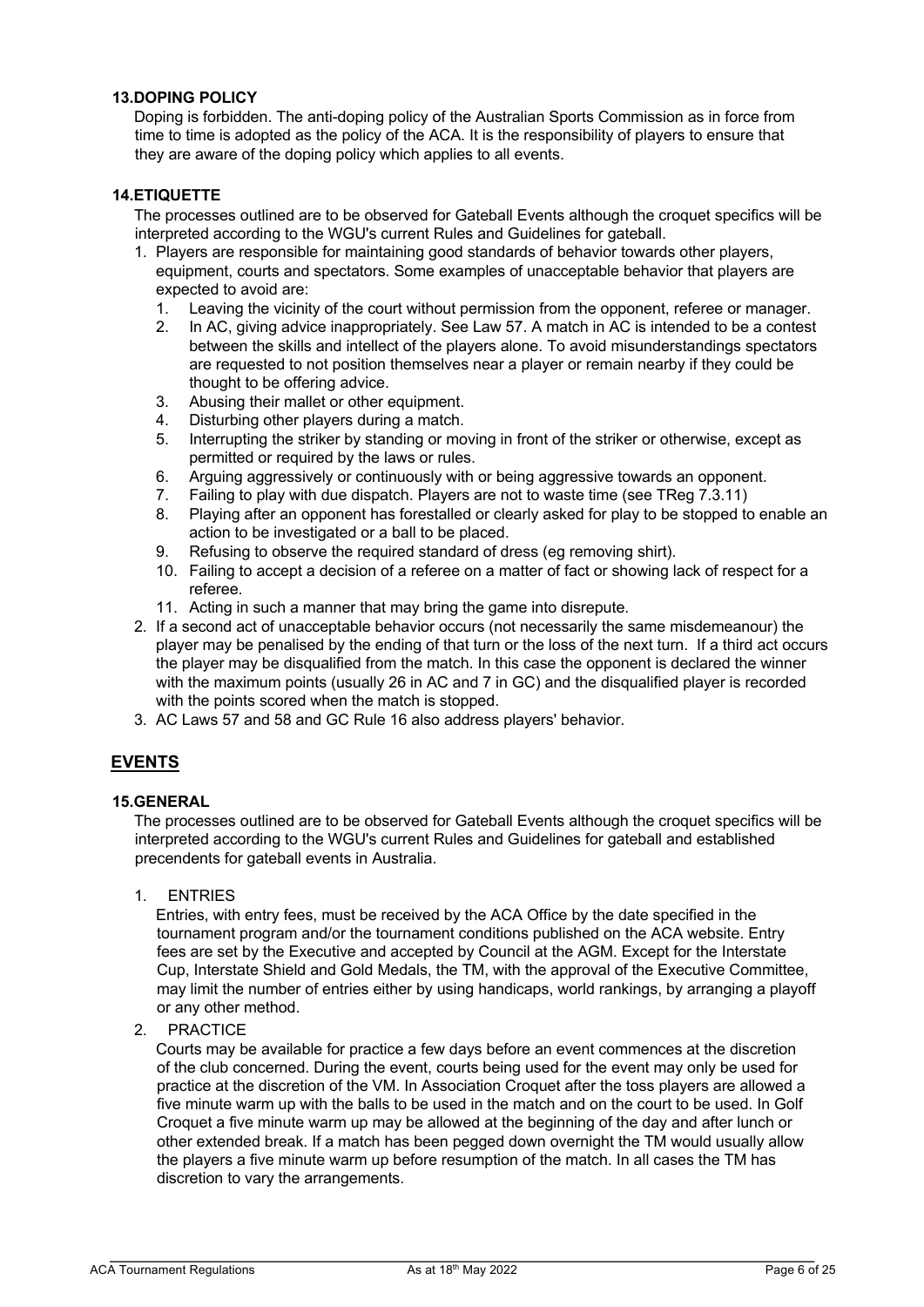### 13. DOPING POLICY

Doping is forbidden. The anti-doping policy of the Australian Sports Commission as in force from time to time is adopted as the policy of the ACA. It is the responsibility of players to ensure that they are aware of the doping policy which applies to all events.

### 14. ETIQUETTE

The processes outlined are to be observed for Gateball Events although the croquet specifics will be interpreted according to the WGU's current Rules and Guidelines for gateball.

1. Players are responsible for maintaining good standards of behavior towards other players, equipment, courts and spectators. Some examples of unacceptable behavior that players are expected to avoid are:
   1. Leaving the vicinity of the court without permission from the opponent, referee or manager.
   2. In AC, giving advice inappropriately. See Law 57. A match in AC is intended to be a contest between the skills and intellect of the players alone. To avoid misunderstandings spectators are requested to not position themselves near a player or remain nearby if they could be thought to be offering advice.
   3. Abusing their mallet or other equipment.
   4. Disturbing other players during a match.
   5. Interrupting the striker by standing or moving in front of the striker or otherwise, except as permitted or required by the laws or rules.
   6. Arguing aggressively or continuously with or being aggressive towards an opponent.
   7. Failing to play with due dispatch. Players are not to waste time (see TReg 7.3.11)
   8. Playing after an opponent has forestalled or clearly asked for play to be stopped to enable an action to be investigated or a ball to be placed.
   9. Refusing to observe the required standard of dress (eg removing shirt).
   10. Failing to accept a decision of a referee on a matter of fact or showing lack of respect for a referee.
   11. Acting in such a manner that may bring the game into disrepute.
2. If a second act of unacceptable behavior occurs (not necessarily the same misdemeanour) the player may be penalised by the ending of that turn or the loss of the next turn. If a third act occurs the player may be disqualified from the match. In this case the opponent is declared the winner with the maximum points (usually 26 in AC and 7 in GC) and the disqualified player is recorded with the points scored when the match is stopped.
3. AC Laws 57 and 58 and GC Rule 16 also address players' behavior.

## EVENTS

### 15. GENERAL

The processes outlined are to be observed for Gateball Events although the croquet specifics will be interpreted according to the WGU's current Rules and Guidelines for gateball and established precendents for gateball events in Australia.

1. ENTRIES

   Entries, with entry fees, must be received by the ACA Office by the date specified in the tournament program and/or the tournament conditions published on the ACA website. Entry fees are set by the Executive and accepted by Council at the AGM. Except for the Interstate Cup, Interstate Shield and Gold Medals, the TM, with the approval of the Executive Committee, may limit the number of entries either by using handicaps, world rankings, by arranging a playoff or any other method.

2. PRACTICE

   Courts may be available for practice a few days before an event commences at the discretion of the club concerned. During the event, courts being used for the event may only be used for practice at the discretion of the VM. In Association Croquet after the toss players are allowed a five minute warm up with the balls to be used in the match and on the court to be used. In Golf Croquet a five minute warm up may be allowed at the beginning of the day and after lunch or other extended break. If a match has been pegged down overnight the TM would usually allow the players a five minute warm up before resumption of the match. In all cases the TM has discretion to vary the arrangements.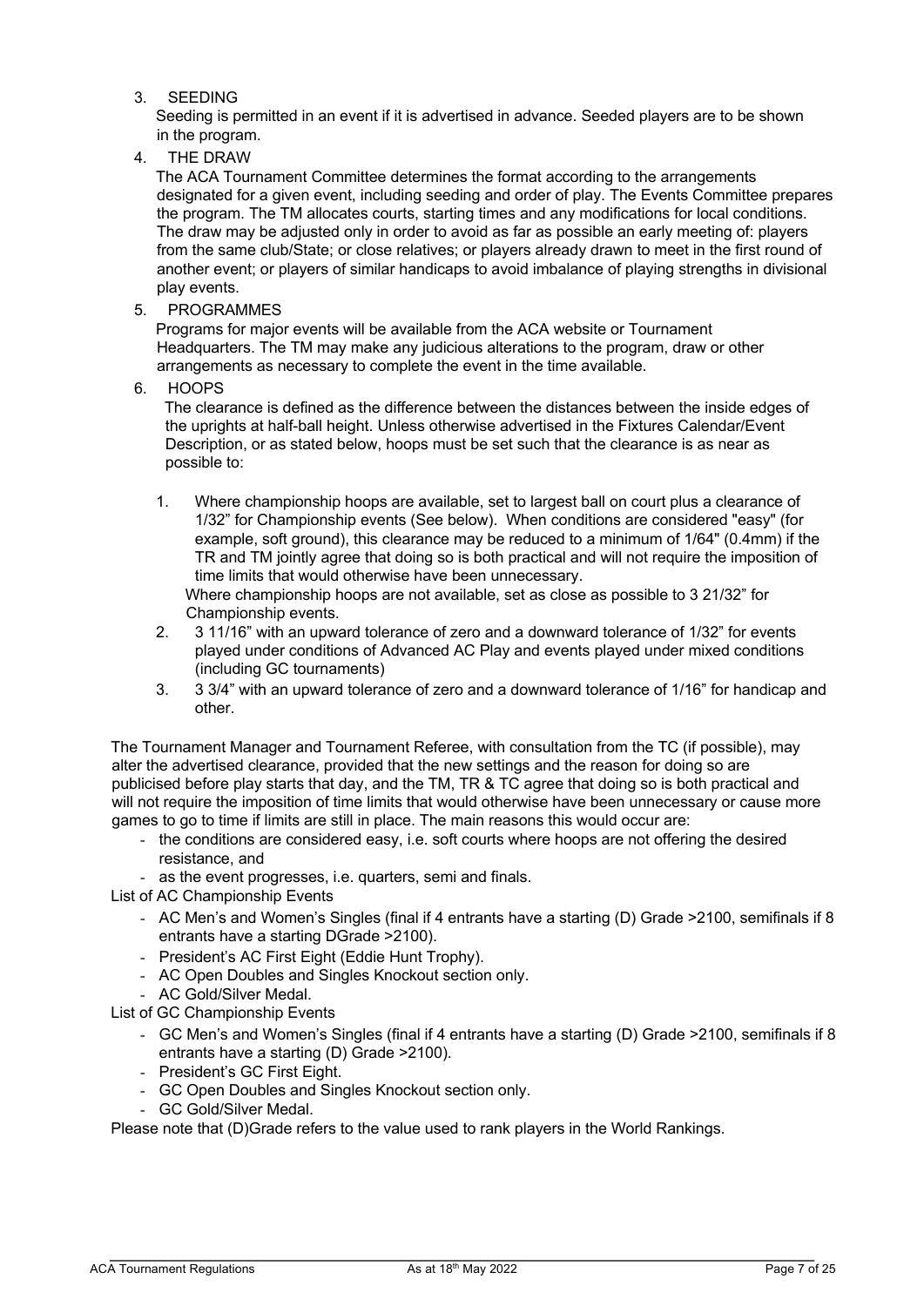3. SEEDING

   Seeding is permitted in an event if it is advertised in advance. Seeded players are to be shown in the program.

4. THE DRAW

   The ACA Tournament Committee determines the format according to the arrangements designated for a given event, including seeding and order of play. The Events Committee prepares the program. The TM allocates courts, starting times and any modifications for local conditions. The draw may be adjusted only in order to avoid as far as possible an early meeting of: players from the same club/State; or close relatives; or players already drawn to meet in the first round of another event; or players of similar handicaps to avoid imbalance of playing strengths in divisional play events.

5. PROGRAMMES

   Programs for major events will be available from the ACA website or Tournament Headquarters. The TM may make any judicious alterations to the program, draw or other arrangements as necessary to complete the event in the time available.

6. HOOPS

   The clearance is defined as the difference between the distances between the inside edges of the uprights at half-ball height. Unless otherwise advertised in the Fixtures Calendar/Event Description, or as stated below, hoops must be set such that the clearance is as near as possible to:

   1. Where championship hoops are available, set to largest ball on court plus a clearance of 1/32" for Championship events (See below). When conditions are considered "easy" (for example, soft ground), this clearance may be reduced to a minimum of 1/64" (0.4mm) if the TR and TM jointly agree that doing so is both practical and will not require the imposition of time limits that would otherwise have been unnecessary.
      Where championship hoops are not available, set as close as possible to 3 21/32" for Championship events.
   2. 3 11/16" with an upward tolerance of zero and a downward tolerance of 1/32" for events played under conditions of Advanced AC Play and events played under mixed conditions (including GC tournaments)
   3. 3 3/4" with an upward tolerance of zero and a downward tolerance of 1/16" for handicap and other.

The Tournament Manager and Tournament Referee, with consultation from the TC (if possible), may alter the advertised clearance, provided that the new settings and the reason for doing so are publicised before play starts that day, and the TM, TR & TC agree that doing so is both practical and will not require the imposition of time limits that would otherwise have been unnecessary or cause more games to go to time if limits are still in place. The main reasons this would occur are:

- the conditions are considered easy, i.e. soft courts where hoops are not offering the desired resistance, and
- as the event progresses, i.e. quarters, semi and finals.

List of AC Championship Events

- AC Men's and Women's Singles (final if 4 entrants have a starting (D) Grade >2100, semifinals if 8 entrants have a starting DGrade >2100).
- President's AC First Eight (Eddie Hunt Trophy).
- AC Open Doubles and Singles Knockout section only.
- AC Gold/Silver Medal.

List of GC Championship Events

- GC Men's and Women's Singles (final if 4 entrants have a starting (D) Grade >2100, semifinals if 8 entrants have a starting (D) Grade >2100).
- President's GC First Eight.
- GC Open Doubles and Singles Knockout section only.
- GC Gold/Silver Medal.

Please note that (D)Grade refers to the value used to rank players in the World Rankings.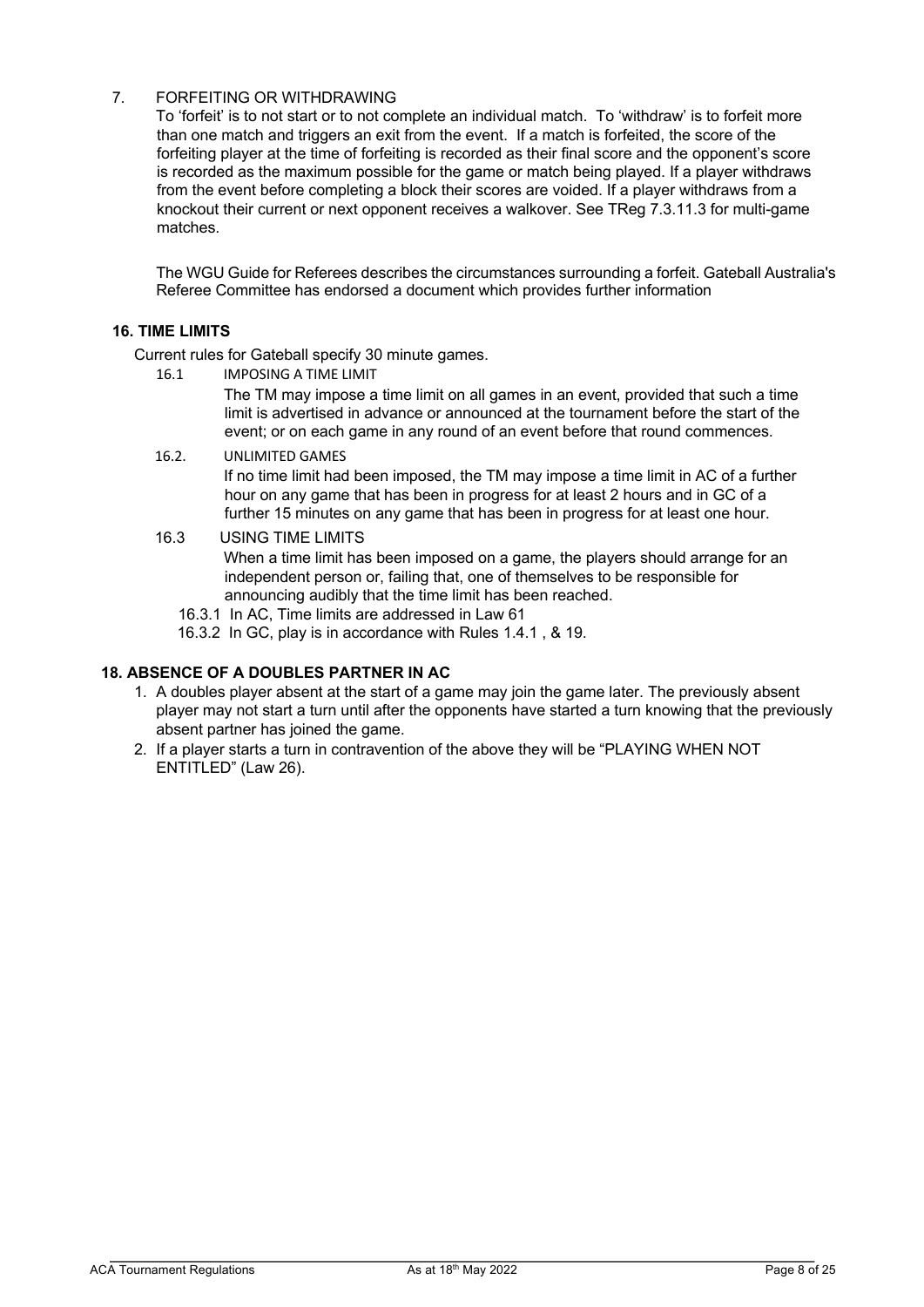7. FORFEITING OR WITHDRAWING

To 'forfeit' is to not start or to not complete an individual match. To 'withdraw' is to forfeit more than one match and triggers an exit from the event. If a match is forfeited, the score of the forfeiting player at the time of forfeiting is recorded as their final score and the opponent's score is recorded as the maximum possible for the game or match being played. If a player withdraws from the event before completing a block their scores are voided. If a player withdraws from a knockout their current or next opponent receives a walkover. See TReg 7.3.11.3 for multi-game matches.

The WGU Guide for Referees describes the circumstances surrounding a forfeit. Gateball Australia's Referee Committee has endorsed a document which provides further information

## 16. TIME LIMITS

Current rules for Gateball specify 30 minute games.

16.1 IMPOSING A TIME LIMIT

The TM may impose a time limit on all games in an event, provided that such a time limit is advertised in advance or announced at the tournament before the start of the event; or on each game in any round of an event before that round commences.

16.2. UNLIMITED GAMES

If no time limit had been imposed, the TM may impose a time limit in AC of a further hour on any game that has been in progress for at least 2 hours and in GC of a further 15 minutes on any game that has been in progress for at least one hour.

16.3 USING TIME LIMITS

When a time limit has been imposed on a game, the players should arrange for an independent person or, failing that, one of themselves to be responsible for announcing audibly that the time limit has been reached.

16.3.1 In AC, Time limits are addressed in Law 61

16.3.2 In GC, play is in accordance with Rules 1.4.1 , & 19.

## 18. ABSENCE OF A DOUBLES PARTNER IN AC

1. A doubles player absent at the start of a game may join the game later. The previously absent player may not start a turn until after the opponents have started a turn knowing that the previously absent partner has joined the game.
2. If a player starts a turn in contravention of the above they will be "PLAYING WHEN NOT ENTITLED" (Law 26).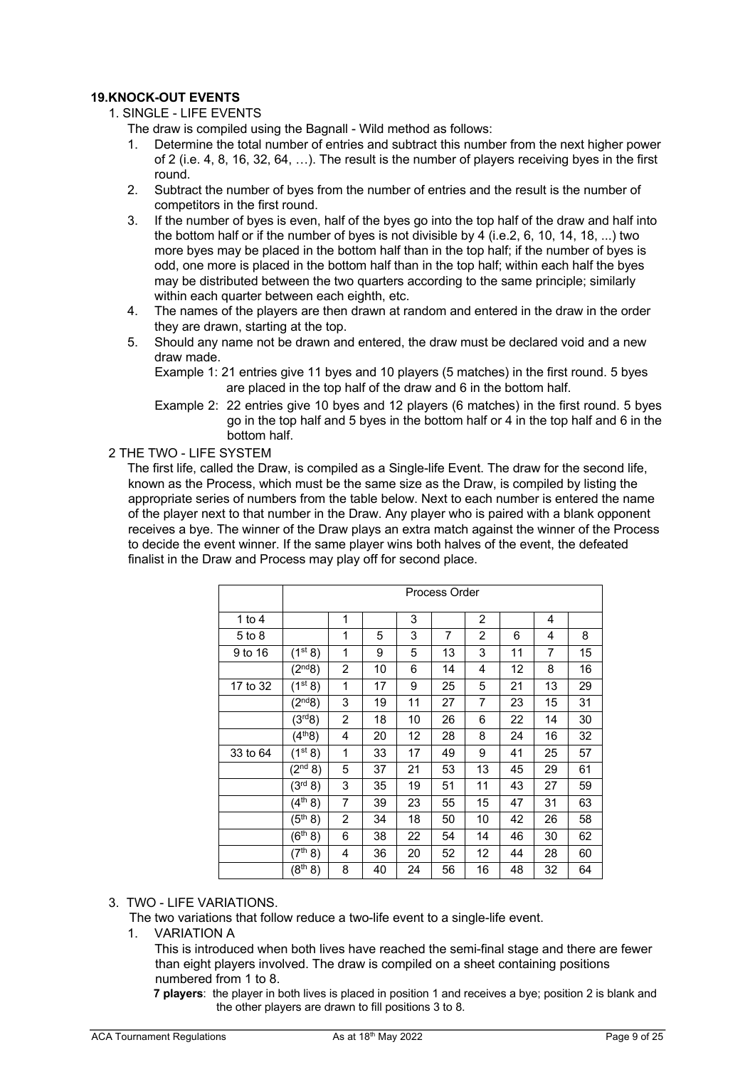## 19. KNOCK-OUT EVENTS

1. SINGLE - LIFE EVENTS

   The draw is compiled using the Bagnall - Wild method as follows:

   1. Determine the total number of entries and subtract this number from the next higher power of 2 (i.e. 4, 8, 16, 32, 64, …). The result is the number of players receiving byes in the first round.
   2. Subtract the number of byes from the number of entries and the result is the number of competitors in the first round.
   3. If the number of byes is even, half of the byes go into the top half of the draw and half into the bottom half or if the number of byes is not divisible by 4 (i.e.2, 6, 10, 14, 18, ...) two more byes may be placed in the bottom half than in the top half; if the number of byes is odd, one more is placed in the bottom half than in the top half; within each half the byes may be distributed between the two quarters according to the same principle; similarly within each quarter between each eighth, etc.
   4. The names of the players are then drawn at random and entered in the draw in the order they are drawn, starting at the top.
   5. Should any name not be drawn and entered, the draw must be declared void and a new draw made.

      Example 1: 21 entries give 11 byes and 10 players (5 matches) in the first round. 5 byes are placed in the top half of the draw and 6 in the bottom half.

      Example 2: 22 entries give 10 byes and 12 players (6 matches) in the first round. 5 byes go in the top half and 5 byes in the bottom half or 4 in the top half and 6 in the bottom half.

2 THE TWO - LIFE SYSTEM

The first life, called the Draw, is compiled as a Single-life Event. The draw for the second life, known as the Process, which must be the same size as the Draw, is compiled by listing the appropriate series of numbers from the table below. Next to each number is entered the name of the player next to that number in the Draw. Any player who is paired with a blank opponent receives a bye. The winner of the Draw plays an extra match against the winner of the Process to decide the event winner. If the same player wins both halves of the event, the defeated finalist in the Draw and Process may play off for second place.

| | Process Order | | | | | | | | |
|---|---|---|---|---|---|---|---|---|---|
| 1 to 4 | | 1 | | 3 | | 2 | | 4 | |
| 5 to 8 | | 1 | 5 | 3 | 7 | 2 | 6 | 4 | 8 |
| 9 to 16 | (1st 8) | 1 | 9 | 5 | 13 | 3 | 11 | 7 | 15 |
| | (2nd 8) | 2 | 10 | 6 | 14 | 4 | 12 | 8 | 16 |
| 17 to 32 | (1st 8) | 1 | 17 | 9 | 25 | 5 | 21 | 13 | 29 |
| | (2nd 8) | 3 | 19 | 11 | 27 | 7 | 23 | 15 | 31 |
| | (3rd 8) | 2 | 18 | 10 | 26 | 6 | 22 | 14 | 30 |
| | (4th 8) | 4 | 20 | 12 | 28 | 8 | 24 | 16 | 32 |
| 33 to 64 | (1st 8) | 1 | 33 | 17 | 49 | 9 | 41 | 25 | 57 |
| | (2nd 8) | 5 | 37 | 21 | 53 | 13 | 45 | 29 | 61 |
| | (3rd 8) | 3 | 35 | 19 | 51 | 11 | 43 | 27 | 59 |
| | (4th 8) | 7 | 39 | 23 | 55 | 15 | 47 | 31 | 63 |
| | (5th 8) | 2 | 34 | 18 | 50 | 10 | 42 | 26 | 58 |
| | (6th 8) | 6 | 38 | 22 | 54 | 14 | 46 | 30 | 62 |
| | (7th 8) | 4 | 36 | 20 | 52 | 12 | 44 | 28 | 60 |
| | (8th 8) | 8 | 40 | 24 | 56 | 16 | 48 | 32 | 64 |

3. TWO - LIFE VARIATIONS.

   The two variations that follow reduce a two-life event to a single-life event.

   1. VARIATION A

      This is introduced when both lives have reached the semi-final stage and there are fewer than eight players involved. The draw is compiled on a sheet containing positions numbered from 1 to 8.

      **7 players**: the player in both lives is placed in position 1 and receives a bye; position 2 is blank and the other players are drawn to fill positions 3 to 8.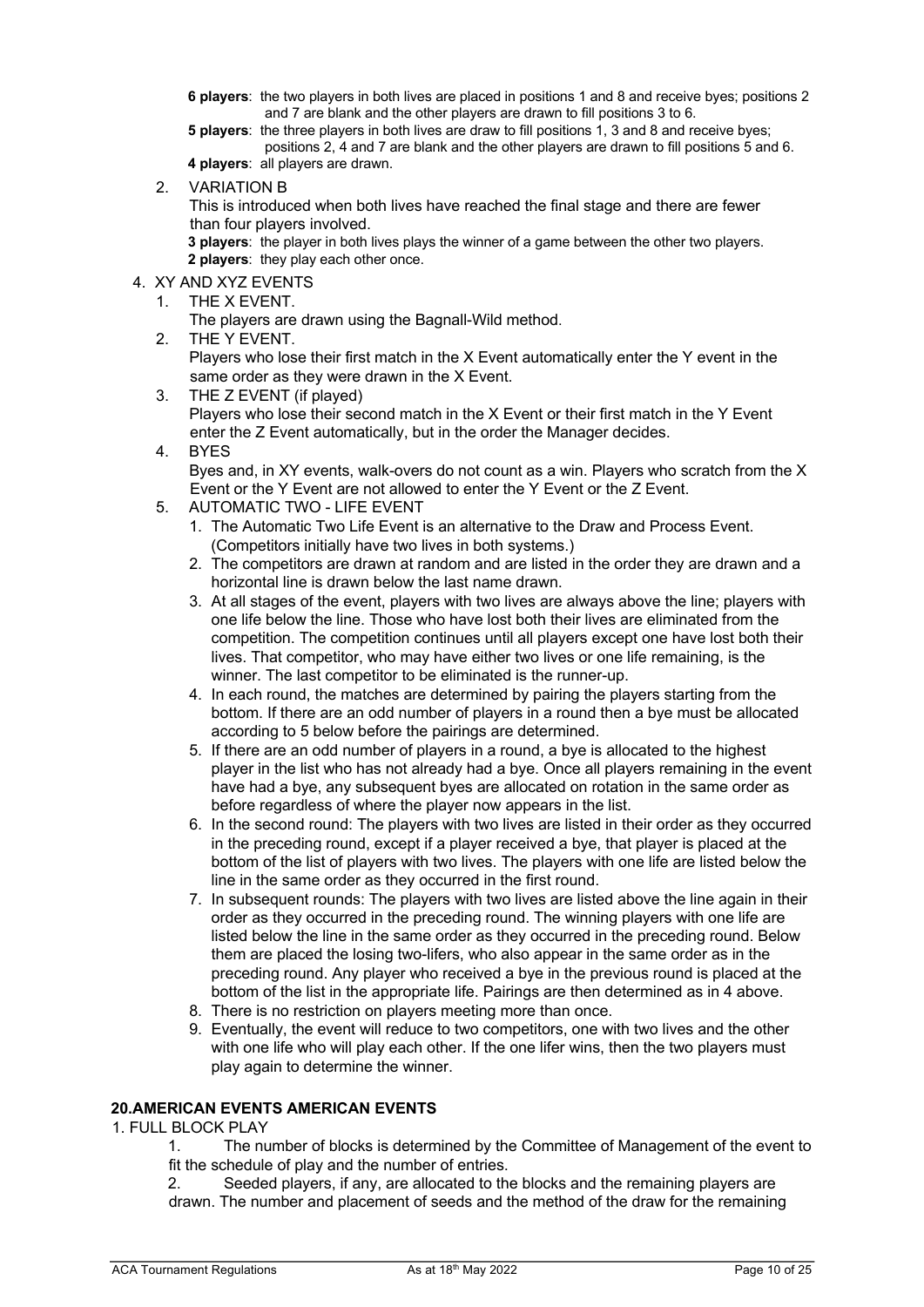**6 players**: the two players in both lives are placed in positions 1 and 8 and receive byes; positions 2 and 7 are blank and the other players are drawn to fill positions 3 to 6.

**5 players**: the three players in both lives are draw to fill positions 1, 3 and 8 and receive byes; positions 2, 4 and 7 are blank and the other players are drawn to fill positions 5 and 6.

**4 players**: all players are drawn.

2. VARIATION B

   This is introduced when both lives have reached the final stage and there are fewer than four players involved.

   **3 players**: the player in both lives plays the winner of a game between the other two players.

   **2 players**: they play each other once.

4. XY AND XYZ EVENTS
   1. THE X EVENT.

      The players are drawn using the Bagnall-Wild method.
   2. THE Y EVENT.

      Players who lose their first match in the X Event automatically enter the Y event in the same order as they were drawn in the X Event.
   3. THE Z EVENT (if played)

      Players who lose their second match in the X Event or their first match in the Y Event enter the Z Event automatically, but in the order the Manager decides.
   4. BYES

      Byes and, in XY events, walk-overs do not count as a win. Players who scratch from the X Event or the Y Event are not allowed to enter the Y Event or the Z Event.
   5. AUTOMATIC TWO - LIFE EVENT
      1. The Automatic Two Life Event is an alternative to the Draw and Process Event. (Competitors initially have two lives in both systems.)
      2. The competitors are drawn at random and are listed in the order they are drawn and a horizontal line is drawn below the last name drawn.
      3. At all stages of the event, players with two lives are always above the line; players with one life below the line. Those who have lost both their lives are eliminated from the competition. The competition continues until all players except one have lost both their lives. That competitor, who may have either two lives or one life remaining, is the winner. The last competitor to be eliminated is the runner-up.
      4. In each round, the matches are determined by pairing the players starting from the bottom. If there are an odd number of players in a round then a bye must be allocated according to 5 below before the pairings are determined.
      5. If there are an odd number of players in a round, a bye is allocated to the highest player in the list who has not already had a bye. Once all players remaining in the event have had a bye, any subsequent byes are allocated on rotation in the same order as before regardless of where the player now appears in the list.
      6. In the second round: The players with two lives are listed in their order as they occurred in the preceding round, except if a player received a bye, that player is placed at the bottom of the list of players with two lives. The players with one life are listed below the line in the same order as they occurred in the first round.
      7. In subsequent rounds: The players with two lives are listed above the line again in their order as they occurred in the preceding round. The winning players with one life are listed below the line in the same order as they occurred in the preceding round. Below them are placed the losing two-lifers, who also appear in the same order as in the preceding round. Any player who received a bye in the previous round is placed at the bottom of the list in the appropriate life. Pairings are then determined as in 4 above.
      8. There is no restriction on players meeting more than once.
      9. Eventually, the event will reduce to two competitors, one with two lives and the other with one life who will play each other. If the one lifer wins, then the two players must play again to determine the winner.

## 20.AMERICAN EVENTS AMERICAN EVENTS

1. FULL BLOCK PLAY
   1. The number of blocks is determined by the Committee of Management of the event to fit the schedule of play and the number of entries.
   2. Seeded players, if any, are allocated to the blocks and the remaining players are drawn. The number and placement of seeds and the method of the draw for the remaining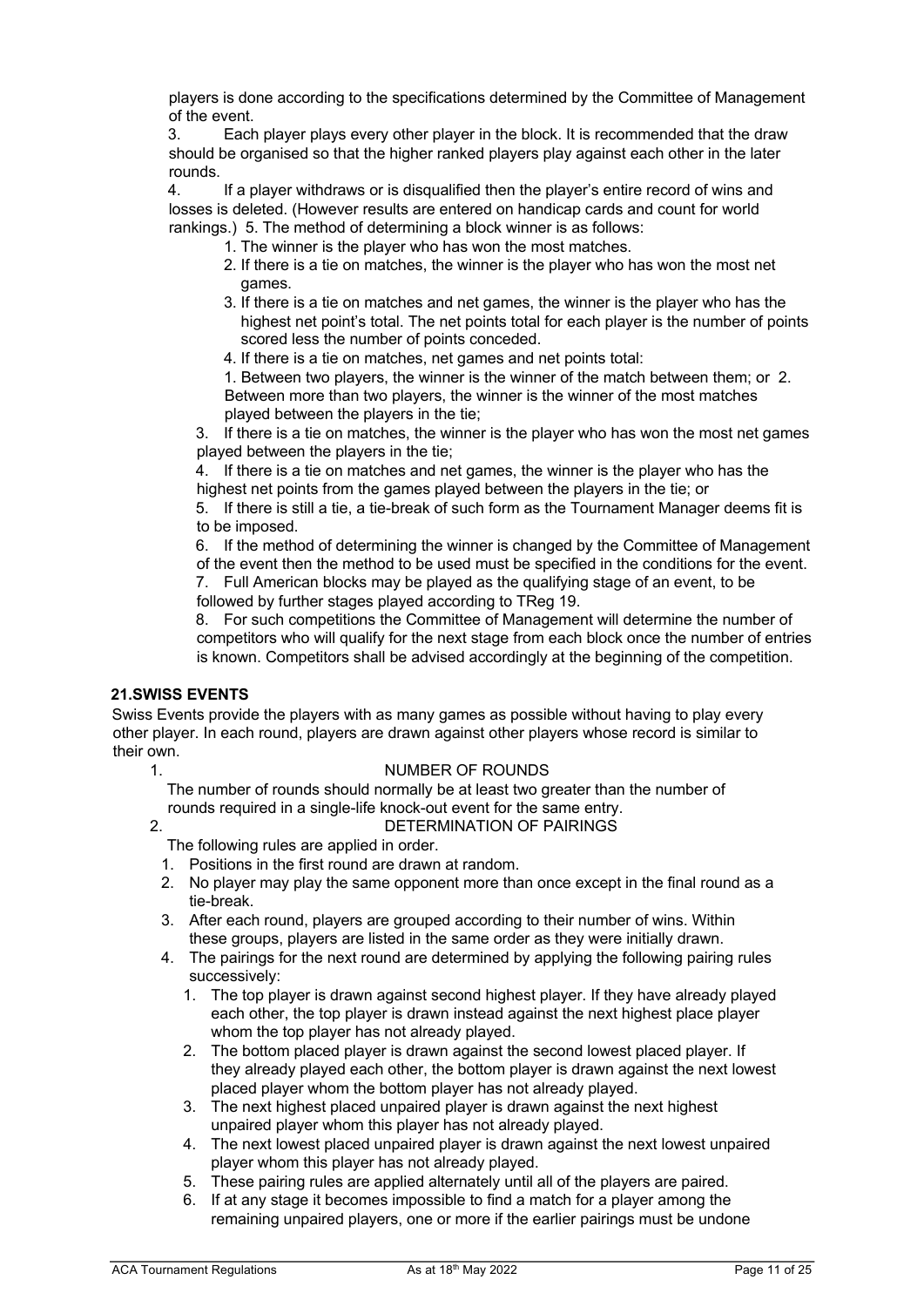players is done according to the specifications determined by the Committee of Management of the event.

3. Each player plays every other player in the block. It is recommended that the draw should be organised so that the higher ranked players play against each other in the later rounds.

4. If a player withdraws or is disqualified then the player's entire record of wins and losses is deleted. (However results are entered on handicap cards and count for world rankings.) 5. The method of determining a block winner is as follows:

1. The winner is the player who has won the most matches.
2. If there is a tie on matches, the winner is the player who has won the most net games.
3. If there is a tie on matches and net games, the winner is the player who has the highest net point's total. The net points total for each player is the number of points scored less the number of points conceded.
4. If there is a tie on matches, net games and net points total:

1. Between two players, the winner is the winner of the match between them; or 2. Between more than two players, the winner is the winner of the most matches played between the players in the tie;

3. If there is a tie on matches, the winner is the player who has won the most net games played between the players in the tie;

4. If there is a tie on matches and net games, the winner is the player who has the highest net points from the games played between the players in the tie; or

5. If there is still a tie, a tie-break of such form as the Tournament Manager deems fit is to be imposed.

6. If the method of determining the winner is changed by the Committee of Management of the event then the method to be used must be specified in the conditions for the event.

7. Full American blocks may be played as the qualifying stage of an event, to be followed by further stages played according to TReg 19.

8. For such competitions the Committee of Management will determine the number of competitors who will qualify for the next stage from each block once the number of entries is known. Competitors shall be advised accordingly at the beginning of the competition.

## 21.SWISS EVENTS

Swiss Events provide the players with as many games as possible without having to play every other player. In each round, players are drawn against other players whose record is similar to their own.

1. NUMBER OF ROUNDS

The number of rounds should normally be at least two greater than the number of rounds required in a single-life knock-out event for the same entry.

2. DETERMINATION OF PAIRINGS

The following rules are applied in order.

1. Positions in the first round are drawn at random.
2. No player may play the same opponent more than once except in the final round as a tie-break.
3. After each round, players are grouped according to their number of wins. Within these groups, players are listed in the same order as they were initially drawn.
4. The pairings for the next round are determined by applying the following pairing rules successively:
   1. The top player is drawn against second highest player. If they have already played each other, the top player is drawn instead against the next highest place player whom the top player has not already played.
   2. The bottom placed player is drawn against the second lowest placed player. If they already played each other, the bottom player is drawn against the next lowest placed player whom the bottom player has not already played.
   3. The next highest placed unpaired player is drawn against the next highest unpaired player whom this player has not already played.
   4. The next lowest placed unpaired player is drawn against the next lowest unpaired player whom this player has not already played.
   5. These pairing rules are applied alternately until all of the players are paired.
   6. If at any stage it becomes impossible to find a match for a player among the remaining unpaired players, one or more if the earlier pairings must be undone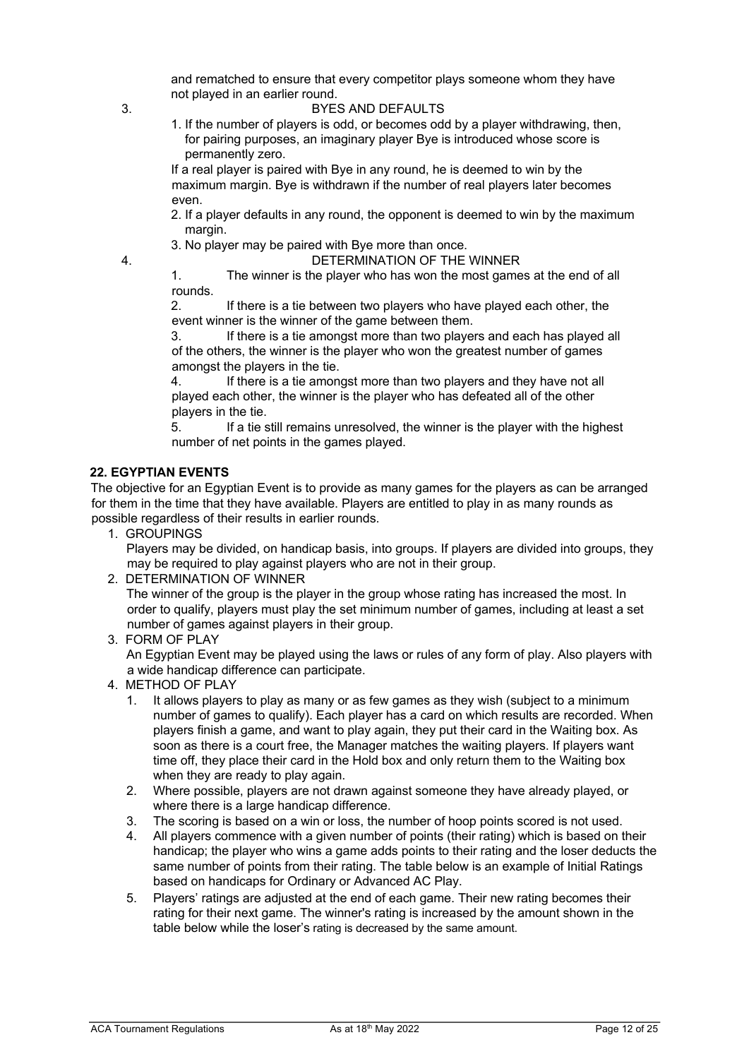and rematched to ensure that every competitor plays someone whom they have not played in an earlier round.

3. BYES AND DEFAULTS

1. If the number of players is odd, or becomes odd by a player withdrawing, then, for pairing purposes, an imaginary player Bye is introduced whose score is permanently zero.

   If a real player is paired with Bye in any round, he is deemed to win by the maximum margin. Bye is withdrawn if the number of real players later becomes even.

2. If a player defaults in any round, the opponent is deemed to win by the maximum margin.
3. No player may be paired with Bye more than once.

4. DETERMINATION OF THE WINNER

1. The winner is the player who has won the most games at the end of all rounds.
2. If there is a tie between two players who have played each other, the event winner is the winner of the game between them.
3. If there is a tie amongst more than two players and each has played all of the others, the winner is the player who won the greatest number of games amongst the players in the tie.
4. If there is a tie amongst more than two players and they have not all played each other, the winner is the player who has defeated all of the other players in the tie.
5. If a tie still remains unresolved, the winner is the player with the highest number of net points in the games played.

## 22. EGYPTIAN EVENTS

The objective for an Egyptian Event is to provide as many games for the players as can be arranged for them in the time that they have available. Players are entitled to play in as many rounds as possible regardless of their results in earlier rounds.

1. GROUPINGS

   Players may be divided, on handicap basis, into groups. If players are divided into groups, they may be required to play against players who are not in their group.

2. DETERMINATION OF WINNER

   The winner of the group is the player in the group whose rating has increased the most. In order to qualify, players must play the set minimum number of games, including at least a set number of games against players in their group.

3. FORM OF PLAY

   An Egyptian Event may be played using the laws or rules of any form of play. Also players with a wide handicap difference can participate.

4. METHOD OF PLAY

   1. It allows players to play as many or as few games as they wish (subject to a minimum number of games to qualify). Each player has a card on which results are recorded. When players finish a game, and want to play again, they put their card in the Waiting box. As soon as there is a court free, the Manager matches the waiting players. If players want time off, they place their card in the Hold box and only return them to the Waiting box when they are ready to play again.
   2. Where possible, players are not drawn against someone they have already played, or where there is a large handicap difference.
   3. The scoring is based on a win or loss, the number of hoop points scored is not used.
   4. All players commence with a given number of points (their rating) which is based on their handicap; the player who wins a game adds points to their rating and the loser deducts the same number of points from their rating. The table below is an example of Initial Ratings based on handicaps for Ordinary or Advanced AC Play.
   5. Players' ratings are adjusted at the end of each game. Their new rating becomes their rating for their next game. The winner's rating is increased by the amount shown in the table below while the loser's rating is decreased by the same amount.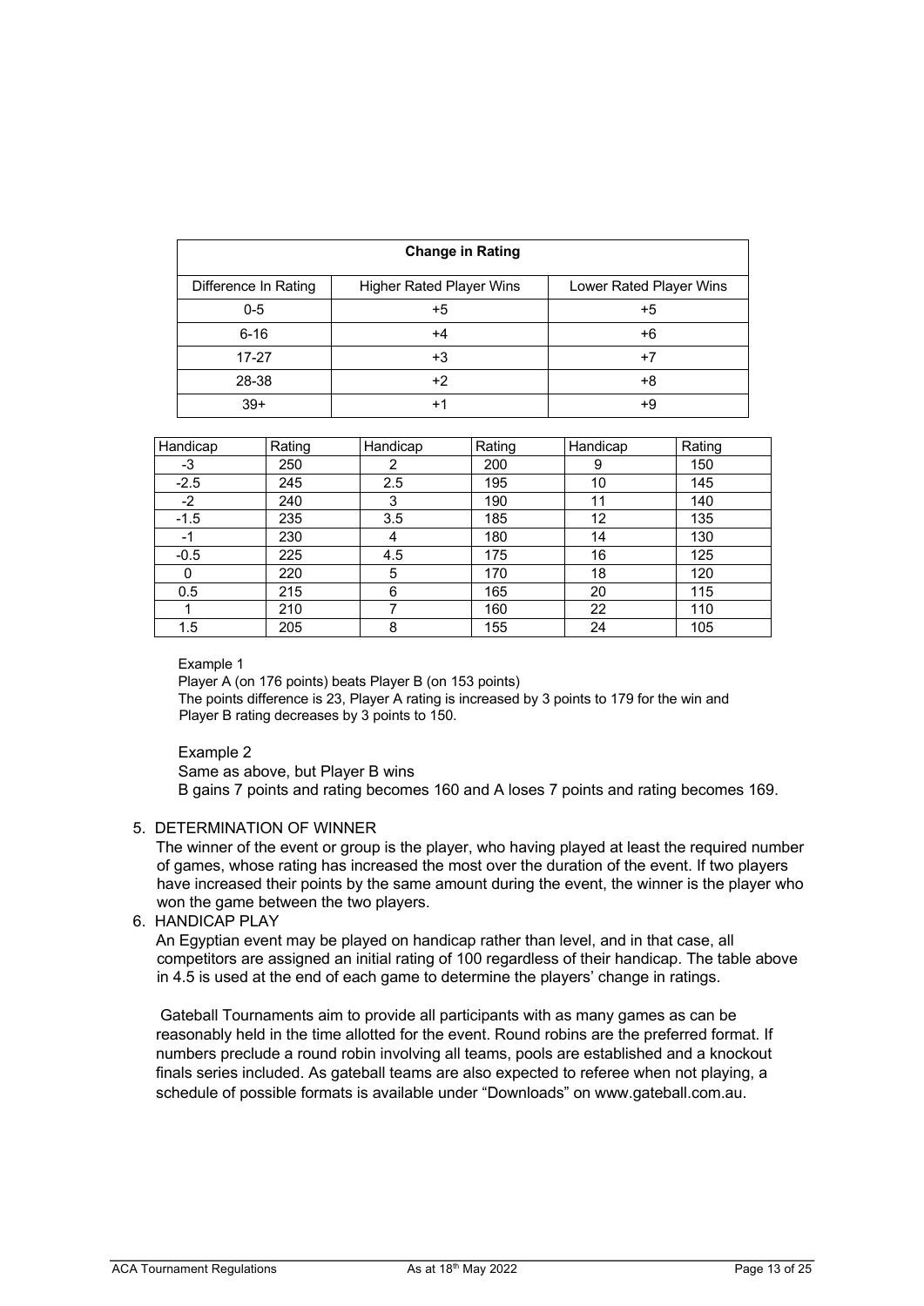| Change in Rating | | |
|---|---|---|
| Difference In Rating | Higher Rated Player Wins | Lower Rated Player Wins |
| 0-5 | +5 | +5 |
| 6-16 | +4 | +6 |
| 17-27 | +3 | +7 |
| 28-38 | +2 | +8 |
| 39+ | +1 | +9 |

| Handicap | Rating | Handicap | Rating | Handicap | Rating |
|---|---|---|---|---|---|
| -3 | 250 | 2 | 200 | 9 | 150 |
| -2.5 | 245 | 2.5 | 195 | 10 | 145 |
| -2 | 240 | 3 | 190 | 11 | 140 |
| -1.5 | 235 | 3.5 | 185 | 12 | 135 |
| -1 | 230 | 4 | 180 | 14 | 130 |
| -0.5 | 225 | 4.5 | 175 | 16 | 125 |
| 0 | 220 | 5 | 170 | 18 | 120 |
| 0.5 | 215 | 6 | 165 | 20 | 115 |
| 1 | 210 | 7 | 160 | 22 | 110 |
| 1.5 | 205 | 8 | 155 | 24 | 105 |

Example 1

Player A (on 176 points) beats Player B (on 153 points)

The points difference is 23, Player A rating is increased by 3 points to 179 for the win and Player B rating decreases by 3 points to 150.

Example 2

Same as above, but Player B wins

B gains 7 points and rating becomes 160 and A loses 7 points and rating becomes 169.

5. DETERMINATION OF WINNER

The winner of the event or group is the player, who having played at least the required number of games, whose rating has increased the most over the duration of the event. If two players have increased their points by the same amount during the event, the winner is the player who won the game between the two players.

6. HANDICAP PLAY

An Egyptian event may be played on handicap rather than level, and in that case, all competitors are assigned an initial rating of 100 regardless of their handicap. The table above in 4.5 is used at the end of each game to determine the players' change in ratings.

Gateball Tournaments aim to provide all participants with as many games as can be reasonably held in the time allotted for the event. Round robins are the preferred format. If numbers preclude a round robin involving all teams, pools are established and a knockout finals series included. As gateball teams are also expected to referee when not playing, a schedule of possible formats is available under "Downloads" on www.gateball.com.au.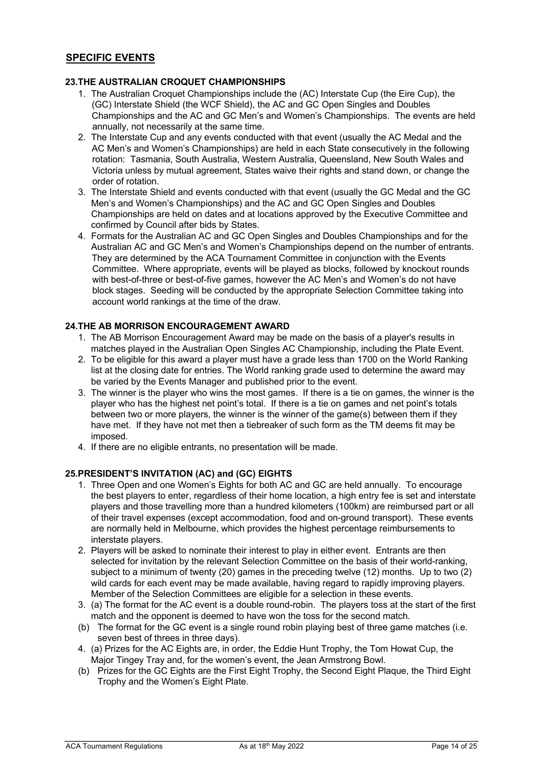## SPECIFIC EVENTS

### 23.THE AUSTRALIAN CROQUET CHAMPIONSHIPS

1. The Australian Croquet Championships include the (AC) Interstate Cup (the Eire Cup), the (GC) Interstate Shield (the WCF Shield), the AC and GC Open Singles and Doubles Championships and the AC and GC Men's and Women's Championships. The events are held annually, not necessarily at the same time.
2. The Interstate Cup and any events conducted with that event (usually the AC Medal and the AC Men's and Women's Championships) are held in each State consecutively in the following rotation: Tasmania, South Australia, Western Australia, Queensland, New South Wales and Victoria unless by mutual agreement, States waive their rights and stand down, or change the order of rotation.
3. The Interstate Shield and events conducted with that event (usually the GC Medal and the GC Men's and Women's Championships) and the AC and GC Open Singles and Doubles Championships are held on dates and at locations approved by the Executive Committee and confirmed by Council after bids by States.
4. Formats for the Australian AC and GC Open Singles and Doubles Championships and for the Australian AC and GC Men's and Women's Championships depend on the number of entrants. They are determined by the ACA Tournament Committee in conjunction with the Events Committee. Where appropriate, events will be played as blocks, followed by knockout rounds with best-of-three or best-of-five games, however the AC Men's and Women's do not have block stages. Seeding will be conducted by the appropriate Selection Committee taking into account world rankings at the time of the draw.

### 24.THE AB MORRISON ENCOURAGEMENT AWARD

1. The AB Morrison Encouragement Award may be made on the basis of a player's results in matches played in the Australian Open Singles AC Championship, including the Plate Event.
2. To be eligible for this award a player must have a grade less than 1700 on the World Ranking list at the closing date for entries. The World ranking grade used to determine the award may be varied by the Events Manager and published prior to the event.
3. The winner is the player who wins the most games. If there is a tie on games, the winner is the player who has the highest net point's total. If there is a tie on games and net point's totals between two or more players, the winner is the winner of the game(s) between them if they have met. If they have not met then a tiebreaker of such form as the TM deems fit may be imposed.
4. If there are no eligible entrants, no presentation will be made.

### 25.PRESIDENT'S INVITATION (AC) and (GC) EIGHTS

1. Three Open and one Women's Eights for both AC and GC are held annually. To encourage the best players to enter, regardless of their home location, a high entry fee is set and interstate players and those travelling more than a hundred kilometers (100km) are reimbursed part or all of their travel expenses (except accommodation, food and on-ground transport). These events are normally held in Melbourne, which provides the highest percentage reimbursements to interstate players.
2. Players will be asked to nominate their interest to play in either event. Entrants are then selected for invitation by the relevant Selection Committee on the basis of their world-ranking, subject to a minimum of twenty (20) games in the preceding twelve (12) months. Up to two (2) wild cards for each event may be made available, having regard to rapidly improving players. Member of the Selection Committees are eligible for a selection in these events.
3. (a) The format for the AC event is a double round-robin. The players toss at the start of the first match and the opponent is deemed to have won the toss for the second match.
   (b) The format for the GC event is a single round robin playing best of three game matches (i.e. seven best of threes in three days).
4. (a) Prizes for the AC Eights are, in order, the Eddie Hunt Trophy, the Tom Howat Cup, the Major Tingey Tray and, for the women's event, the Jean Armstrong Bowl.
   (b) Prizes for the GC Eights are the First Eight Trophy, the Second Eight Plaque, the Third Eight Trophy and the Women's Eight Plate.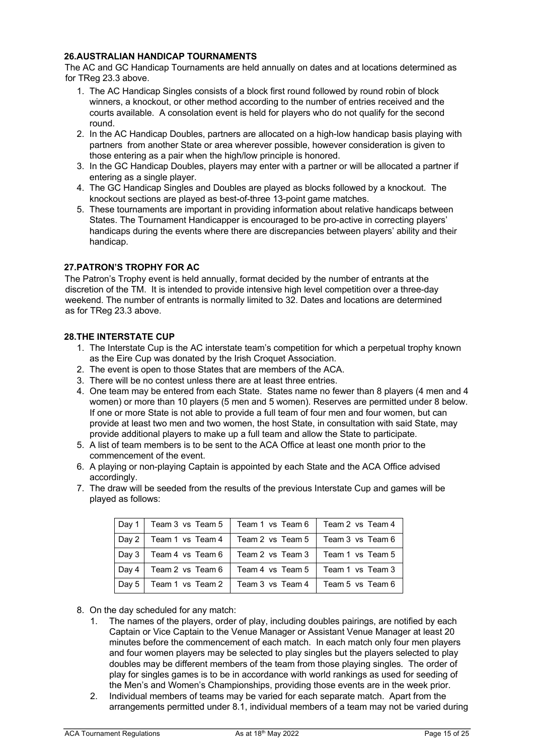## 26. AUSTRALIAN HANDICAP TOURNAMENTS

The AC and GC Handicap Tournaments are held annually on dates and at locations determined as for TReg 23.3 above.

1. The AC Handicap Singles consists of a block first round followed by round robin of block winners, a knockout, or other method according to the number of entries received and the courts available. A consolation event is held for players who do not qualify for the second round.
2. In the AC Handicap Doubles, partners are allocated on a high-low handicap basis playing with partners from another State or area wherever possible, however consideration is given to those entering as a pair when the high/low principle is honored.
3. In the GC Handicap Doubles, players may enter with a partner or will be allocated a partner if entering as a single player.
4. The GC Handicap Singles and Doubles are played as blocks followed by a knockout. The knockout sections are played as best-of-three 13-point game matches.
5. These tournaments are important in providing information about relative handicaps between States. The Tournament Handicapper is encouraged to be pro-active in correcting players' handicaps during the events where there are discrepancies between players' ability and their handicap.

## 27. PATRON'S TROPHY FOR AC

The Patron's Trophy event is held annually, format decided by the number of entrants at the discretion of the TM. It is intended to provide intensive high level competition over a three-day weekend. The number of entrants is normally limited to 32. Dates and locations are determined as for TReg 23.3 above.

## 28. THE INTERSTATE CUP

1. The Interstate Cup is the AC interstate team's competition for which a perpetual trophy known as the Eire Cup was donated by the Irish Croquet Association.
2. The event is open to those States that are members of the ACA.
3. There will be no contest unless there are at least three entries.
4. One team may be entered from each State. States name no fewer than 8 players (4 men and 4 women) or more than 10 players (5 men and 5 women). Reserves are permitted under 8 below. If one or more State is not able to provide a full team of four men and four women, but can provide at least two men and two women, the host State, in consultation with said State, may provide additional players to make up a full team and allow the State to participate.
5. A list of team members is to be sent to the ACA Office at least one month prior to the commencement of the event.
6. A playing or non-playing Captain is appointed by each State and the ACA Office advised accordingly.
7. The draw will be seeded from the results of the previous Interstate Cup and games will be played as follows:

| | | | |
|---|---|---|---|
| Day 1 | Team 3 vs Team 5 | Team 1 vs Team 6 | Team 2 vs Team 4 |
| Day 2 | Team 1 vs Team 4 | Team 2 vs Team 5 | Team 3 vs Team 6 |
| Day 3 | Team 4 vs Team 6 | Team 2 vs Team 3 | Team 1 vs Team 5 |
| Day 4 | Team 2 vs Team 6 | Team 4 vs Team 5 | Team 1 vs Team 3 |
| Day 5 | Team 1 vs Team 2 | Team 3 vs Team 4 | Team 5 vs Team 6 |

8. On the day scheduled for any match:
   1. The names of the players, order of play, including doubles pairings, are notified by each Captain or Vice Captain to the Venue Manager or Assistant Venue Manager at least 20 minutes before the commencement of each match. In each match only four men players and four women players may be selected to play singles but the players selected to play doubles may be different members of the team from those playing singles. The order of play for singles games is to be in accordance with world rankings as used for seeding of the Men's and Women's Championships, providing those events are in the week prior.
   2. Individual members of teams may be varied for each separate match. Apart from the arrangements permitted under 8.1, individual members of a team may not be varied during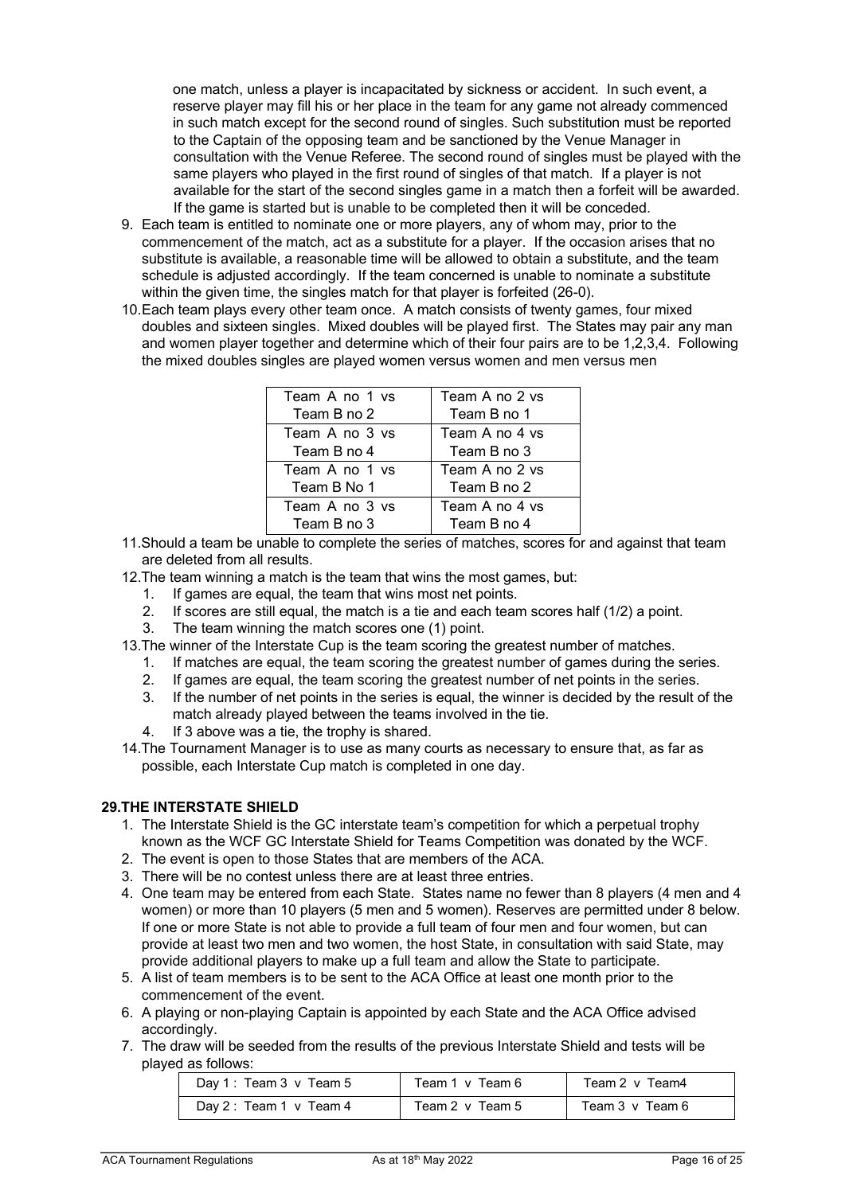one match, unless a player is incapacitated by sickness or accident. In such event, a reserve player may fill his or her place in the team for any game not already commenced in such match except for the second round of singles. Such substitution must be reported to the Captain of the opposing team and be sanctioned by the Venue Manager in consultation with the Venue Referee. The second round of singles must be played with the same players who played in the first round of singles of that match. If a player is not available for the start of the second singles game in a match then a forfeit will be awarded. If the game is started but is unable to be completed then it will be conceded.

9. Each team is entitled to nominate one or more players, any of whom may, prior to the commencement of the match, act as a substitute for a player. If the occasion arises that no substitute is available, a reasonable time will be allowed to obtain a substitute, and the team schedule is adjusted accordingly. If the team concerned is unable to nominate a substitute within the given time, the singles match for that player is forfeited (26-0).
10. Each team plays every other team once. A match consists of twenty games, four mixed doubles and sixteen singles. Mixed doubles will be played first. The States may pair any man and women player together and determine which of their four pairs are to be 1,2,3,4. Following the mixed doubles singles are played women versus women and men versus men

| | |
|---|---|
| Team A no 1 vs Team B no 2 | Team A no 2 vs Team B no 1 |
| Team A no 3 vs Team B no 4 | Team A no 4 vs Team B no 3 |
| Team A no 1 vs Team B No 1 | Team A no 2 vs Team B no 2 |
| Team A no 3 vs Team B no 3 | Team A no 4 vs Team B no 4 |

11. Should a team be unable to complete the series of matches, scores for and against that team are deleted from all results.
12. The team winning a match is the team that wins the most games, but:
    1. If games are equal, the team that wins most net points.
    2. If scores are still equal, the match is a tie and each team scores half (1/2) a point.
    3. The team winning the match scores one (1) point.
13. The winner of the Interstate Cup is the team scoring the greatest number of matches.
    1. If matches are equal, the team scoring the greatest number of games during the series.
    2. If games are equal, the team scoring the greatest number of net points in the series.
    3. If the number of net points in the series is equal, the winner is decided by the result of the match already played between the teams involved in the tie.
    4. If 3 above was a tie, the trophy is shared.
14. The Tournament Manager is to use as many courts as necessary to ensure that, as far as possible, each Interstate Cup match is completed in one day.

## 29. THE INTERSTATE SHIELD

1. The Interstate Shield is the GC interstate team's competition for which a perpetual trophy known as the WCF GC Interstate Shield for Teams Competition was donated by the WCF.
2. The event is open to those States that are members of the ACA.
3. There will be no contest unless there are at least three entries.
4. One team may be entered from each State. States name no fewer than 8 players (4 men and 4 women) or more than 10 players (5 men and 5 women). Reserves are permitted under 8 below. If one or more State is not able to provide a full team of four men and four women, but can provide at least two men and two women, the host State, in consultation with said State, may provide additional players to make up a full team and allow the State to participate.
5. A list of team members is to be sent to the ACA Office at least one month prior to the commencement of the event.
6. A playing or non-playing Captain is appointed by each State and the ACA Office advised accordingly.
7. The draw will be seeded from the results of the previous Interstate Shield and tests will be played as follows:

| | | |
|---|---|---|
| Day 1 : Team 3 v Team 5 | Team 1 v Team 6 | Team 2 v Team4 |
| Day 2 : Team 1 v Team 4 | Team 2 v Team 5 | Team 3 v Team 6 |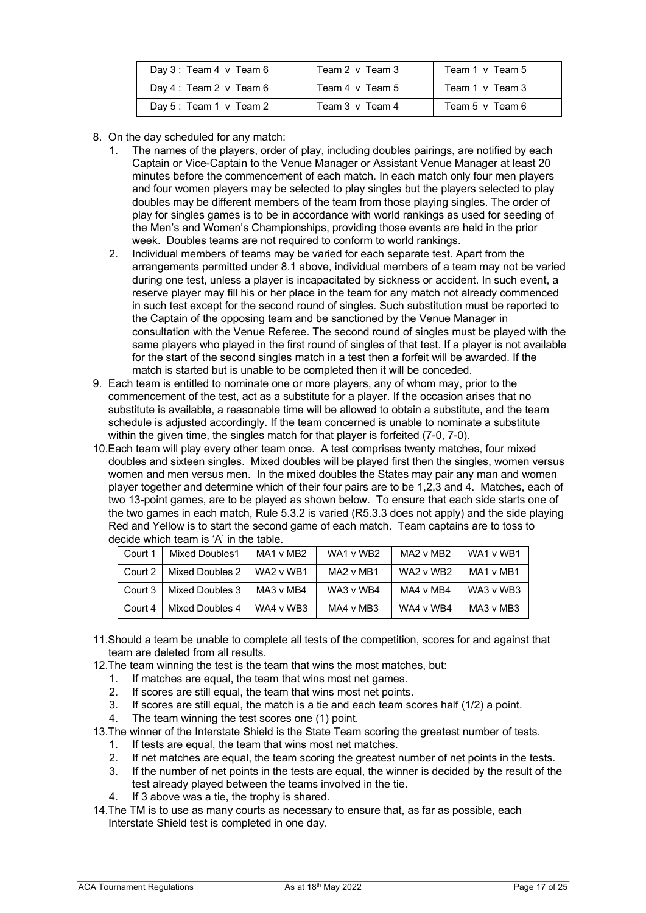| Day 3 : Team 4 v Team 6 | Team 2 v Team 3 | Team 1 v Team 5 |
|---|---|---|
| Day 4 : Team 2 v Team 6 | Team 4 v Team 5 | Team 1 v Team 3 |
| Day 5 : Team 1 v Team 2 | Team 3 v Team 4 | Team 5 v Team 6 |

8. On the day scheduled for any match:
   1. The names of the players, order of play, including doubles pairings, are notified by each Captain or Vice-Captain to the Venue Manager or Assistant Venue Manager at least 20 minutes before the commencement of each match. In each match only four men players and four women players may be selected to play singles but the players selected to play doubles may be different members of the team from those playing singles. The order of play for singles games is to be in accordance with world rankings as used for seeding of the Men's and Women's Championships, providing those events are held in the prior week. Doubles teams are not required to conform to world rankings.
   2. Individual members of teams may be varied for each separate test. Apart from the arrangements permitted under 8.1 above, individual members of a team may not be varied during one test, unless a player is incapacitated by sickness or accident. In such event, a reserve player may fill his or her place in the team for any match not already commenced in such test except for the second round of singles. Such substitution must be reported to the Captain of the opposing team and be sanctioned by the Venue Manager in consultation with the Venue Referee. The second round of singles must be played with the same players who played in the first round of singles of that test. If a player is not available for the start of the second singles match in a test then a forfeit will be awarded. If the match is started but is unable to be completed then it will be conceded.
9. Each team is entitled to nominate one or more players, any of whom may, prior to the commencement of the test, act as a substitute for a player. If the occasion arises that no substitute is available, a reasonable time will be allowed to obtain a substitute, and the team schedule is adjusted accordingly. If the team concerned is unable to nominate a substitute within the given time, the singles match for that player is forfeited (7-0, 7-0).
10. Each team will play every other team once. A test comprises twenty matches, four mixed doubles and sixteen singles. Mixed doubles will be played first then the singles, women versus women and men versus men. In the mixed doubles the States may pair any man and women player together and determine which of their four pairs are to be 1,2,3 and 4. Matches, each of two 13-point games, are to be played as shown below. To ensure that each side starts one of the two games in each match, Rule 5.3.2 is varied (R5.3.3 does not apply) and the side playing Red and Yellow is to start the second game of each match. Team captains are to toss to decide which team is 'A' in the table.

| Court 1 | Mixed Doubles1 | MA1 v MB2 | WA1 v WB2 | MA2 v MB2 | WA1 v WB1 |
|---|---|---|---|---|---|
| Court 2 | Mixed Doubles 2 | WA2 v WB1 | MA2 v MB1 | WA2 v WB2 | MA1 v MB1 |
| Court 3 | Mixed Doubles 3 | MA3 v MB4 | WA3 v WB4 | MA4 v MB4 | WA3 v WB3 |
| Court 4 | Mixed Doubles 4 | WA4 v WB3 | MA4 v MB3 | WA4 v WB4 | MA3 v MB3 |

11. Should a team be unable to complete all tests of the competition, scores for and against that team are deleted from all results.
12. The team winning the test is the team that wins the most matches, but:
    1. If matches are equal, the team that wins most net games.
    2. If scores are still equal, the team that wins most net points.
    3. If scores are still equal, the match is a tie and each team scores half (1/2) a point.
    4. The team winning the test scores one (1) point.
13. The winner of the Interstate Shield is the State Team scoring the greatest number of tests.
    1. If tests are equal, the team that wins most net matches.
    2. If net matches are equal, the team scoring the greatest number of net points in the tests.
    3. If the number of net points in the tests are equal, the winner is decided by the result of the test already played between the teams involved in the tie.
    4. If 3 above was a tie, the trophy is shared.
14. The TM is to use as many courts as necessary to ensure that, as far as possible, each Interstate Shield test is completed in one day.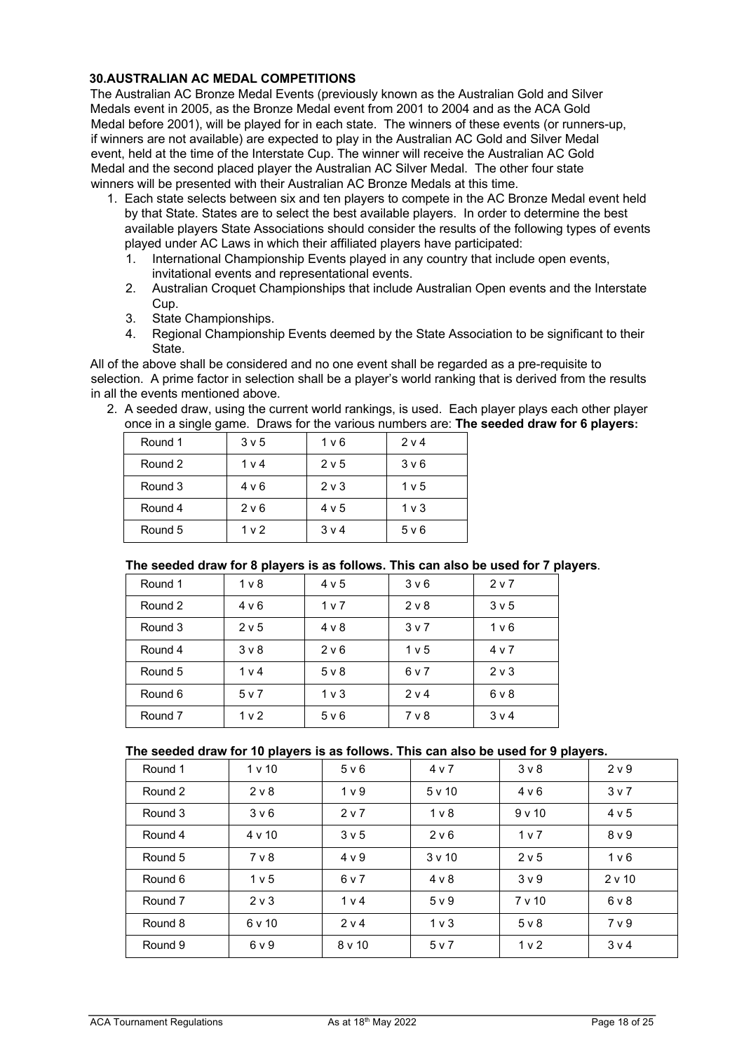### 30. AUSTRALIAN AC MEDAL COMPETITIONS

The Australian AC Bronze Medal Events (previously known as the Australian Gold and Silver Medals event in 2005, as the Bronze Medal event from 2001 to 2004 and as the ACA Gold Medal before 2001), will be played for in each state. The winners of these events (or runners-up, if winners are not available) are expected to play in the Australian AC Gold and Silver Medal event, held at the time of the Interstate Cup. The winner will receive the Australian AC Gold Medal and the second placed player the Australian AC Silver Medal. The other four state winners will be presented with their Australian AC Bronze Medals at this time.

1. Each state selects between six and ten players to compete in the AC Bronze Medal event held by that State. States are to select the best available players. In order to determine the best available players State Associations should consider the results of the following types of events played under AC Laws in which their affiliated players have participated:
   1. International Championship Events played in any country that include open events, invitational events and representational events.
   2. Australian Croquet Championships that include Australian Open events and the Interstate Cup.
   3. State Championships.
   4. Regional Championship Events deemed by the State Association to be significant to their State.

All of the above shall be considered and no one event shall be regarded as a pre-requisite to selection. A prime factor in selection shall be a player's world ranking that is derived from the results in all the events mentioned above.

2. A seeded draw, using the current world rankings, is used. Each player plays each other player once in a single game. Draws for the various numbers are: **The seeded draw for 6 players:**

| | | | |
|---|---|---|---|
| Round 1 | 3 v 5 | 1 v 6 | 2 v 4 |
| Round 2 | 1 v 4 | 2 v 5 | 3 v 6 |
| Round 3 | 4 v 6 | 2 v 3 | 1 v 5 |
| Round 4 | 2 v 6 | 4 v 5 | 1 v 3 |
| Round 5 | 1 v 2 | 3 v 4 | 5 v 6 |

**The seeded draw for 8 players is as follows. This can also be used for 7 players**.

| | | | | |
|---|---|---|---|---|
| Round 1 | 1 v 8 | 4 v 5 | 3 v 6 | 2 v 7 |
| Round 2 | 4 v 6 | 1 v 7 | 2 v 8 | 3 v 5 |
| Round 3 | 2 v 5 | 4 v 8 | 3 v 7 | 1 v 6 |
| Round 4 | 3 v 8 | 2 v 6 | 1 v 5 | 4 v 7 |
| Round 5 | 1 v 4 | 5 v 8 | 6 v 7 | 2 v 3 |
| Round 6 | 5 v 7 | 1 v 3 | 2 v 4 | 6 v 8 |
| Round 7 | 1 v 2 | 5 v 6 | 7 v 8 | 3 v 4 |

**The seeded draw for 10 players is as follows. This can also be used for 9 players.**

| | | | | | |
|---|---|---|---|---|---|
| Round 1 | 1 v 10 | 5 v 6 | 4 v 7 | 3 v 8 | 2 v 9 |
| Round 2 | 2 v 8 | 1 v 9 | 5 v 10 | 4 v 6 | 3 v 7 |
| Round 3 | 3 v 6 | 2 v 7 | 1 v 8 | 9 v 10 | 4 v 5 |
| Round 4 | 4 v 10 | 3 v 5 | 2 v 6 | 1 v 7 | 8 v 9 |
| Round 5 | 7 v 8 | 4 v 9 | 3 v 10 | 2 v 5 | 1 v 6 |
| Round 6 | 1 v 5 | 6 v 7 | 4 v 8 | 3 v 9 | 2 v 10 |
| Round 7 | 2 v 3 | 1 v 4 | 5 v 9 | 7 v 10 | 6 v 8 |
| Round 8 | 6 v 10 | 2 v 4 | 1 v 3 | 5 v 8 | 7 v 9 |
| Round 9 | 6 v 9 | 8 v 10 | 5 v 7 | 1 v 2 | 3 v 4 |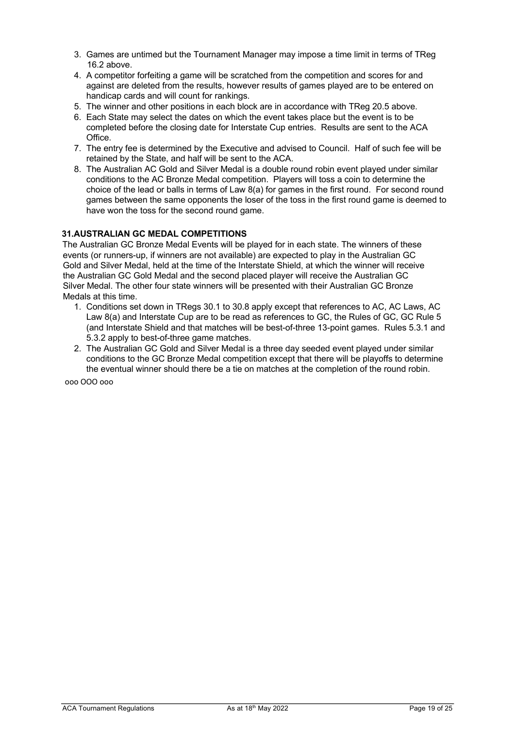3. Games are untimed but the Tournament Manager may impose a time limit in terms of TReg 16.2 above.
4. A competitor forfeiting a game will be scratched from the competition and scores for and against are deleted from the results, however results of games played are to be entered on handicap cards and will count for rankings.
5. The winner and other positions in each block are in accordance with TReg 20.5 above.
6. Each State may select the dates on which the event takes place but the event is to be completed before the closing date for Interstate Cup entries. Results are sent to the ACA Office.
7. The entry fee is determined by the Executive and advised to Council. Half of such fee will be retained by the State, and half will be sent to the ACA.
8. The Australian AC Gold and Silver Medal is a double round robin event played under similar conditions to the AC Bronze Medal competition. Players will toss a coin to determine the choice of the lead or balls in terms of Law 8(a) for games in the first round. For second round games between the same opponents the loser of the toss in the first round game is deemed to have won the toss for the second round game.

## 31. AUSTRALIAN GC MEDAL COMPETITIONS

The Australian GC Bronze Medal Events will be played for in each state. The winners of these events (or runners-up, if winners are not available) are expected to play in the Australian GC Gold and Silver Medal, held at the time of the Interstate Shield, at which the winner will receive the Australian GC Gold Medal and the second placed player will receive the Australian GC Silver Medal. The other four state winners will be presented with their Australian GC Bronze Medals at this time.

1. Conditions set down in TRegs 30.1 to 30.8 apply except that references to AC, AC Laws, AC Law 8(a) and Interstate Cup are to be read as references to GC, the Rules of GC, GC Rule 5 (and Interstate Shield and that matches will be best-of-three 13-point games. Rules 5.3.1 and 5.3.2 apply to best-of-three game matches.
2. The Australian GC Gold and Silver Medal is a three day seeded event played under similar conditions to the GC Bronze Medal competition except that there will be playoffs to determine the eventual winner should there be a tie on matches at the completion of the round robin.

ooo OOO ooo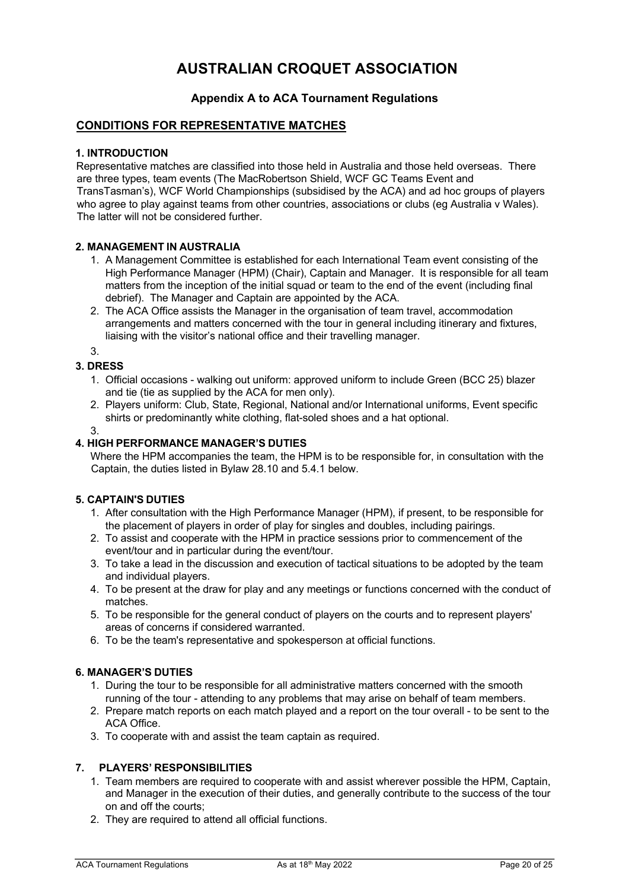# AUSTRALIAN CROQUET ASSOCIATION

### Appendix A to ACA Tournament Regulations

## CONDITIONS FOR REPRESENTATIVE MATCHES

### 1. INTRODUCTION

Representative matches are classified into those held in Australia and those held overseas. There are three types, team events (The MacRobertson Shield, WCF GC Teams Event and TransTasman's), WCF World Championships (subsidised by the ACA) and ad hoc groups of players who agree to play against teams from other countries, associations or clubs (eg Australia v Wales). The latter will not be considered further.

### 2. MANAGEMENT IN AUSTRALIA

1. A Management Committee is established for each International Team event consisting of the High Performance Manager (HPM) (Chair), Captain and Manager. It is responsible for all team matters from the inception of the initial squad or team to the end of the event (including final debrief). The Manager and Captain are appointed by the ACA.
2. The ACA Office assists the Manager in the organisation of team travel, accommodation arrangements and matters concerned with the tour in general including itinerary and fixtures, liaising with the visitor's national office and their travelling manager.
3.

### 3. DRESS

1. Official occasions - walking out uniform: approved uniform to include Green (BCC 25) blazer and tie (tie as supplied by the ACA for men only).
2. Players uniform: Club, State, Regional, National and/or International uniforms, Event specific shirts or predominantly white clothing, flat-soled shoes and a hat optional.
3.

### 4. HIGH PERFORMANCE MANAGER'S DUTIES

Where the HPM accompanies the team, the HPM is to be responsible for, in consultation with the Captain, the duties listed in Bylaw 28.10 and 5.4.1 below.

### 5. CAPTAIN'S DUTIES

1. After consultation with the High Performance Manager (HPM), if present, to be responsible for the placement of players in order of play for singles and doubles, including pairings.
2. To assist and cooperate with the HPM in practice sessions prior to commencement of the event/tour and in particular during the event/tour.
3. To take a lead in the discussion and execution of tactical situations to be adopted by the team and individual players.
4. To be present at the draw for play and any meetings or functions concerned with the conduct of matches.
5. To be responsible for the general conduct of players on the courts and to represent players' areas of concerns if considered warranted.
6. To be the team's representative and spokesperson at official functions.

### 6. MANAGER'S DUTIES

1. During the tour to be responsible for all administrative matters concerned with the smooth running of the tour - attending to any problems that may arise on behalf of team members.
2. Prepare match reports on each match played and a report on the tour overall - to be sent to the ACA Office.
3. To cooperate with and assist the team captain as required.

### 7. PLAYERS' RESPONSIBILITIES

1. Team members are required to cooperate with and assist wherever possible the HPM, Captain, and Manager in the execution of their duties, and generally contribute to the success of the tour on and off the courts;
2. They are required to attend all official functions.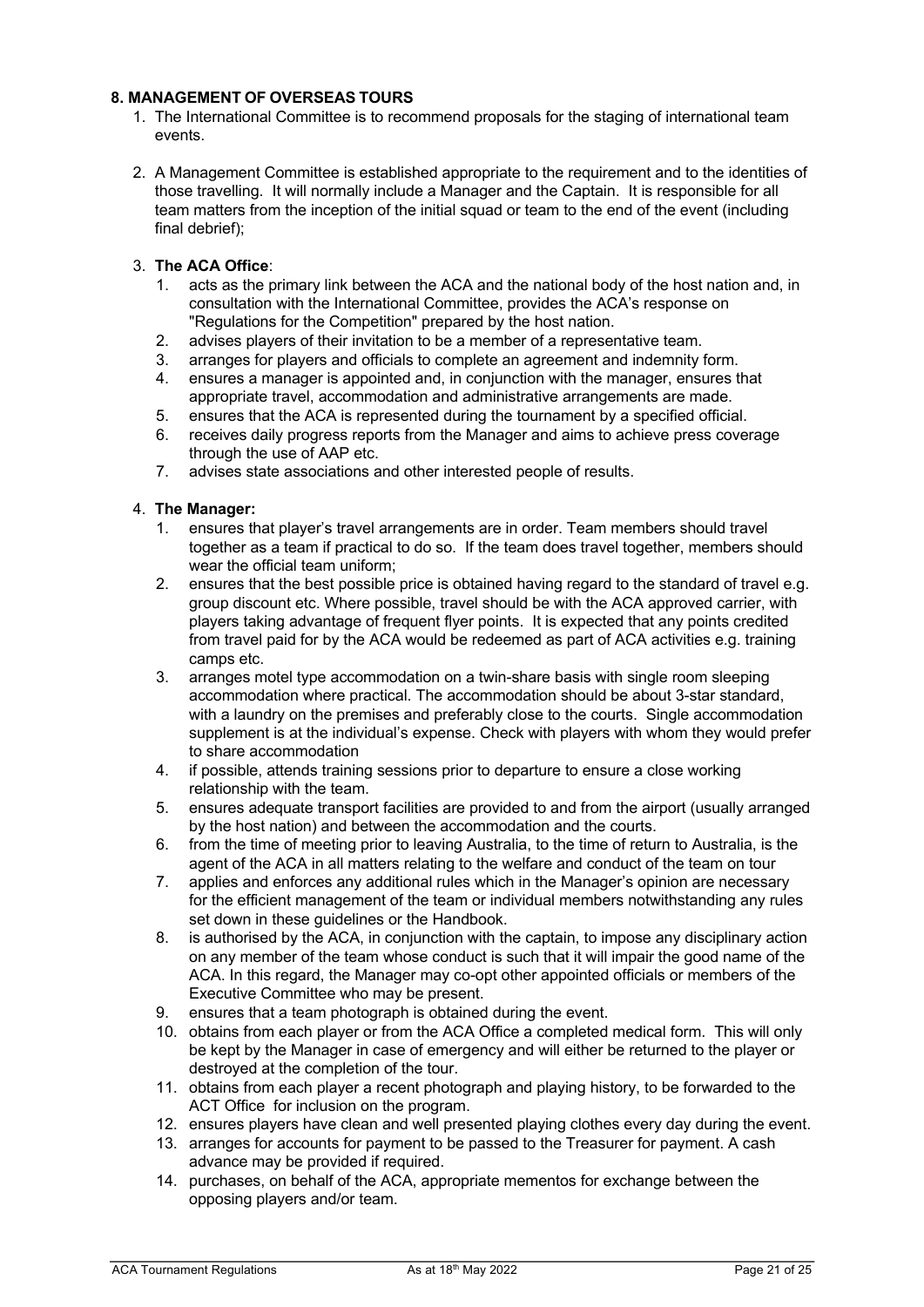**8. MANAGEMENT OF OVERSEAS TOURS**

1. The International Committee is to recommend proposals for the staging of international team events.

2. A Management Committee is established appropriate to the requirement and to the identities of those travelling. It will normally include a Manager and the Captain. It is responsible for all team matters from the inception of the initial squad or team to the end of the event (including final debrief);

3. **The ACA Office**:
   1. acts as the primary link between the ACA and the national body of the host nation and, in consultation with the International Committee, provides the ACA's response on "Regulations for the Competition" prepared by the host nation.
   2. advises players of their invitation to be a member of a representative team.
   3. arranges for players and officials to complete an agreement and indemnity form.
   4. ensures a manager is appointed and, in conjunction with the manager, ensures that appropriate travel, accommodation and administrative arrangements are made.
   5. ensures that the ACA is represented during the tournament by a specified official.
   6. receives daily progress reports from the Manager and aims to achieve press coverage through the use of AAP etc.
   7. advises state associations and other interested people of results.

4. **The Manager:**
   1. ensures that player's travel arrangements are in order. Team members should travel together as a team if practical to do so. If the team does travel together, members should wear the official team uniform;
   2. ensures that the best possible price is obtained having regard to the standard of travel e.g. group discount etc. Where possible, travel should be with the ACA approved carrier, with players taking advantage of frequent flyer points. It is expected that any points credited from travel paid for by the ACA would be redeemed as part of ACA activities e.g. training camps etc.
   3. arranges motel type accommodation on a twin-share basis with single room sleeping accommodation where practical. The accommodation should be about 3-star standard, with a laundry on the premises and preferably close to the courts. Single accommodation supplement is at the individual's expense. Check with players with whom they would prefer to share accommodation
   4. if possible, attends training sessions prior to departure to ensure a close working relationship with the team.
   5. ensures adequate transport facilities are provided to and from the airport (usually arranged by the host nation) and between the accommodation and the courts.
   6. from the time of meeting prior to leaving Australia, to the time of return to Australia, is the agent of the ACA in all matters relating to the welfare and conduct of the team on tour
   7. applies and enforces any additional rules which in the Manager's opinion are necessary for the efficient management of the team or individual members notwithstanding any rules set down in these guidelines or the Handbook.
   8. is authorised by the ACA, in conjunction with the captain, to impose any disciplinary action on any member of the team whose conduct is such that it will impair the good name of the ACA. In this regard, the Manager may co-opt other appointed officials or members of the Executive Committee who may be present.
   9. ensures that a team photograph is obtained during the event.
   10. obtains from each player or from the ACA Office a completed medical form. This will only be kept by the Manager in case of emergency and will either be returned to the player or destroyed at the completion of the tour.
   11. obtains from each player a recent photograph and playing history, to be forwarded to the ACT Office for inclusion on the program.
   12. ensures players have clean and well presented playing clothes every day during the event.
   13. arranges for accounts for payment to be passed to the Treasurer for payment. A cash advance may be provided if required.
   14. purchases, on behalf of the ACA, appropriate mementos for exchange between the opposing players and/or team.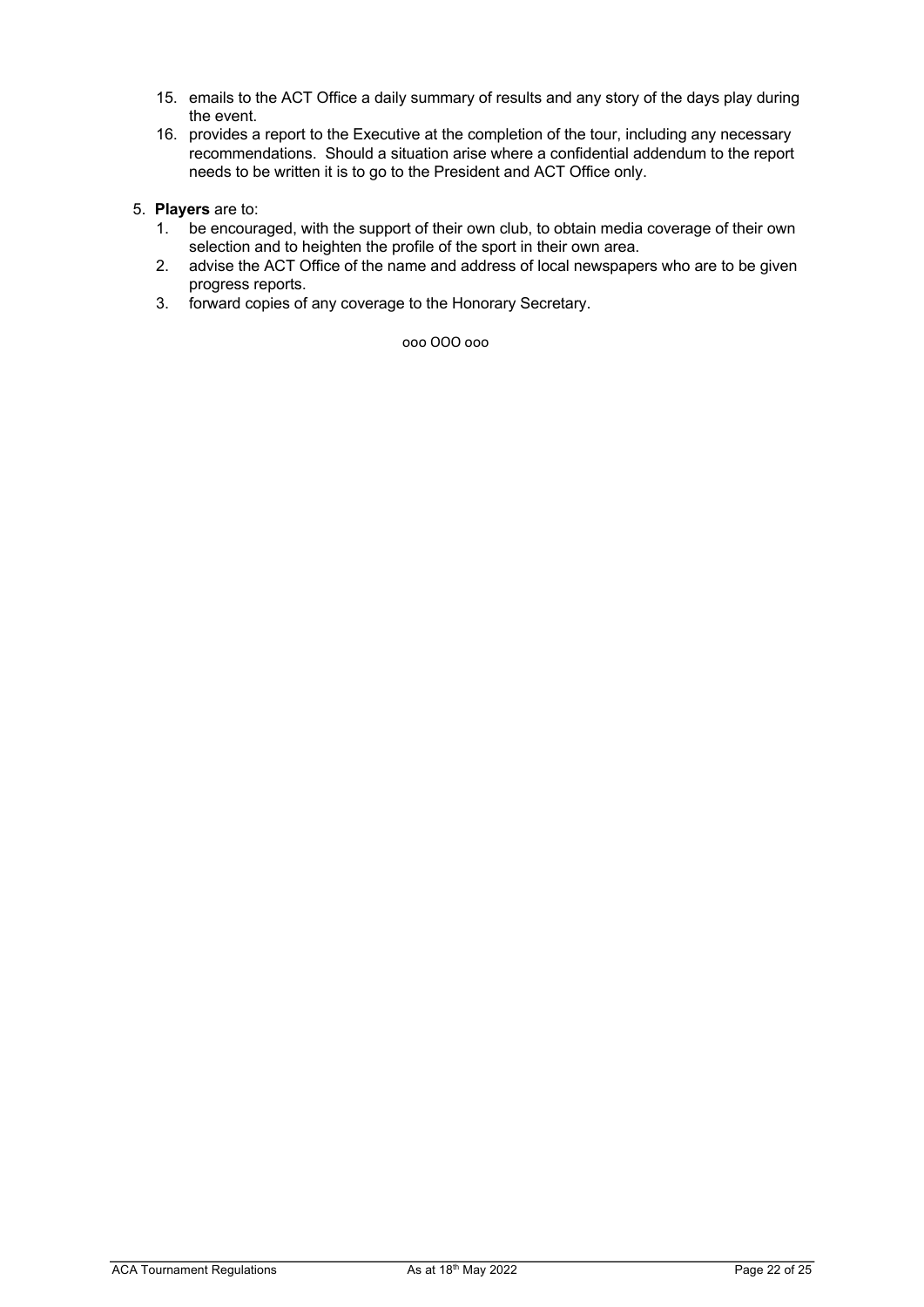15. emails to the ACT Office a daily summary of results and any story of the days play during the event.
16. provides a report to the Executive at the completion of the tour, including any necessary recommendations. Should a situation arise where a confidential addendum to the report needs to be written it is to go to the President and ACT Office only.

5. **Players** are to:
   1. be encouraged, with the support of their own club, to obtain media coverage of their own selection and to heighten the profile of the sport in their own area.
   2. advise the ACT Office of the name and address of local newspapers who are to be given progress reports.
   3. forward copies of any coverage to the Honorary Secretary.

ooo OOO ooo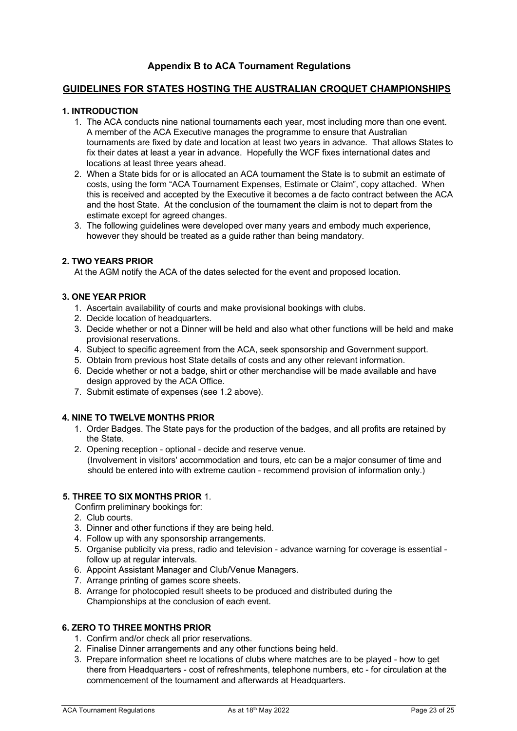## Appendix B to ACA Tournament Regulations

## GUIDELINES FOR STATES HOSTING THE AUSTRALIAN CROQUET CHAMPIONSHIPS

### 1. INTRODUCTION

1. The ACA conducts nine national tournaments each year, most including more than one event. A member of the ACA Executive manages the programme to ensure that Australian tournaments are fixed by date and location at least two years in advance. That allows States to fix their dates at least a year in advance. Hopefully the WCF fixes international dates and locations at least three years ahead.
2. When a State bids for or is allocated an ACA tournament the State is to submit an estimate of costs, using the form "ACA Tournament Expenses, Estimate or Claim", copy attached. When this is received and accepted by the Executive it becomes a de facto contract between the ACA and the host State. At the conclusion of the tournament the claim is not to depart from the estimate except for agreed changes.
3. The following guidelines were developed over many years and embody much experience, however they should be treated as a guide rather than being mandatory.

### 2. TWO YEARS PRIOR

At the AGM notify the ACA of the dates selected for the event and proposed location.

### 3. ONE YEAR PRIOR

1. Ascertain availability of courts and make provisional bookings with clubs.
2. Decide location of headquarters.
3. Decide whether or not a Dinner will be held and also what other functions will be held and make provisional reservations.
4. Subject to specific agreement from the ACA, seek sponsorship and Government support.
5. Obtain from previous host State details of costs and any other relevant information.
6. Decide whether or not a badge, shirt or other merchandise will be made available and have design approved by the ACA Office.
7. Submit estimate of expenses (see 1.2 above).

### 4. NINE TO TWELVE MONTHS PRIOR

1. Order Badges. The State pays for the production of the badges, and all profits are retained by the State.
2. Opening reception - optional - decide and reserve venue.
   (Involvement in visitors' accommodation and tours, etc can be a major consumer of time and should be entered into with extreme caution - recommend provision of information only.)

### 5. THREE TO SIX MONTHS PRIOR

1. Confirm preliminary bookings for:
2. Club courts.
3. Dinner and other functions if they are being held.
4. Follow up with any sponsorship arrangements.
5. Organise publicity via press, radio and television - advance warning for coverage is essential - follow up at regular intervals.
6. Appoint Assistant Manager and Club/Venue Managers.
7. Arrange printing of games score sheets.
8. Arrange for photocopied result sheets to be produced and distributed during the Championships at the conclusion of each event.

### 6. ZERO TO THREE MONTHS PRIOR

1. Confirm and/or check all prior reservations.
2. Finalise Dinner arrangements and any other functions being held.
3. Prepare information sheet re locations of clubs where matches are to be played - how to get there from Headquarters - cost of refreshments, telephone numbers, etc - for circulation at the commencement of the tournament and afterwards at Headquarters.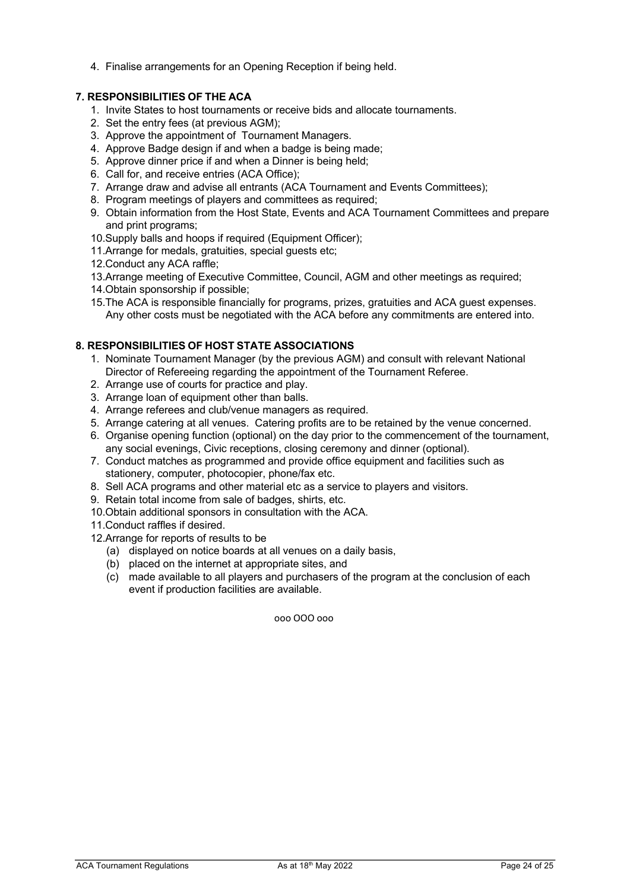4. Finalise arrangements for an Opening Reception if being held.

## 7. RESPONSIBILITIES OF THE ACA

1. Invite States to host tournaments or receive bids and allocate tournaments.
2. Set the entry fees (at previous AGM);
3. Approve the appointment of Tournament Managers.
4. Approve Badge design if and when a badge is being made;
5. Approve dinner price if and when a Dinner is being held;
6. Call for, and receive entries (ACA Office);
7. Arrange draw and advise all entrants (ACA Tournament and Events Committees);
8. Program meetings of players and committees as required;
9. Obtain information from the Host State, Events and ACA Tournament Committees and prepare and print programs;
10. Supply balls and hoops if required (Equipment Officer);
11. Arrange for medals, gratuities, special guests etc;
12. Conduct any ACA raffle;
13. Arrange meeting of Executive Committee, Council, AGM and other meetings as required;
14. Obtain sponsorship if possible;
15. The ACA is responsible financially for programs, prizes, gratuities and ACA guest expenses. Any other costs must be negotiated with the ACA before any commitments are entered into.

## 8. RESPONSIBILITIES OF HOST STATE ASSOCIATIONS

1. Nominate Tournament Manager (by the previous AGM) and consult with relevant National Director of Refereeing regarding the appointment of the Tournament Referee.
2. Arrange use of courts for practice and play.
3. Arrange loan of equipment other than balls.
4. Arrange referees and club/venue managers as required.
5. Arrange catering at all venues. Catering profits are to be retained by the venue concerned.
6. Organise opening function (optional) on the day prior to the commencement of the tournament, any social evenings, Civic receptions, closing ceremony and dinner (optional).
7. Conduct matches as programmed and provide office equipment and facilities such as stationery, computer, photocopier, phone/fax etc.
8. Sell ACA programs and other material etc as a service to players and visitors.
9. Retain total income from sale of badges, shirts, etc.
10. Obtain additional sponsors in consultation with the ACA.
11. Conduct raffles if desired.
12. Arrange for reports of results to be
    - (a) displayed on notice boards at all venues on a daily basis,
    - (b) placed on the internet at appropriate sites, and
    - (c) made available to all players and purchasers of the program at the conclusion of each event if production facilities are available.

ooo OOO ooo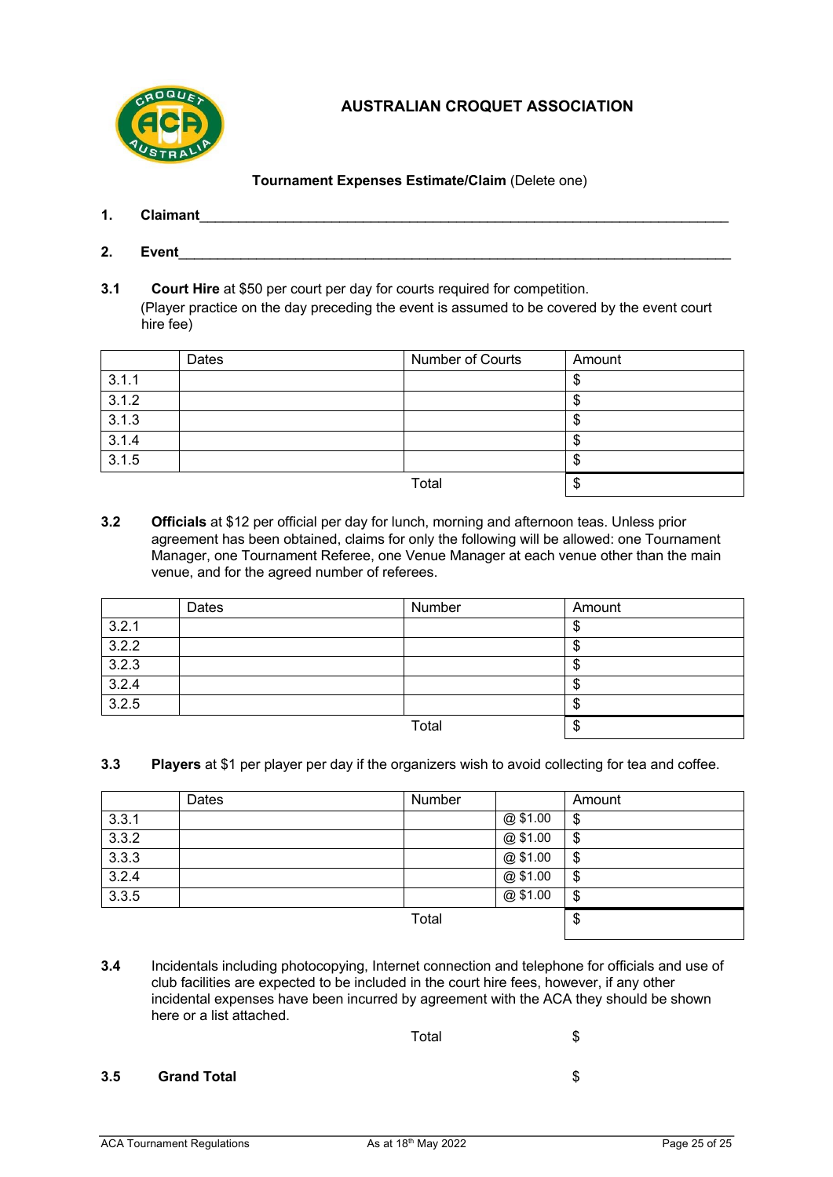# AUSTRALIAN CROQUET ASSOCIATION

**Tournament Expenses Estimate/Claim** (Delete one)

**1. Claimant**\_\_\_\_\_\_\_\_\_\_\_\_\_\_\_\_\_\_\_\_\_\_\_\_\_\_\_\_\_\_\_\_\_\_\_\_\_\_\_\_\_\_\_\_\_\_\_\_\_\_\_\_\_\_\_\_\_\_\_\_\_\_\_\_

**2. Event**\_\_\_\_\_\_\_\_\_\_\_\_\_\_\_\_\_\_\_\_\_\_\_\_\_\_\_\_\_\_\_\_\_\_\_\_\_\_\_\_\_\_\_\_\_\_\_\_\_\_\_\_\_\_\_\_\_\_\_\_\_\_\_\_\_\_\_\_

**3.1 Court Hire** at $50 per court per day for courts required for competition.
(Player practice on the day preceding the event is assumed to be covered by the event court hire fee)

| | Dates | Number of Courts | Amount |
|---|---|---|---|
| 3.1.1 | | | $ |
| 3.1.2 | | | $ |
| 3.1.3 | | | $ |
| 3.1.4 | | | $ |
| 3.1.5 | | | $ |
| | | Total | $ |

**3.2 Officials** at $12 per official per day for lunch, morning and afternoon teas. Unless prior agreement has been obtained, claims for only the following will be allowed: one Tournament Manager, one Tournament Referee, one Venue Manager at each venue other than the main venue, and for the agreed number of referees.

| | Dates | Number | Amount |
|---|---|---|---|
| 3.2.1 | | | $ |
| 3.2.2 | | | $ |
| 3.2.3 | | | $ |
| 3.2.4 | | | $ |
| 3.2.5 | | | $ |
| | | Total | $ |

**3.3 Players** at $1 per player per day if the organizers wish to avoid collecting for tea and coffee.

| | Dates | Number | | Amount |
|---|---|---|---|---|
| 3.3.1 | | | @ $1.00 | $ |
| 3.3.2 | | | @ $1.00 | $ |
| 3.3.3 | | | @ $1.00 | $ |
| 3.2.4 | | | @ $1.00 | $ |
| 3.3.5 | | | @ $1.00 | $ |
| | | Total | | $ |

**3.4** Incidentals including photocopying, Internet connection and telephone for officials and use of club facilities are expected to be included in the court hire fees, however, if any other incidental expenses have been incurred by agreement with the ACA they should be shown here or a list attached.

Total $

**3.5 Grand Total** $